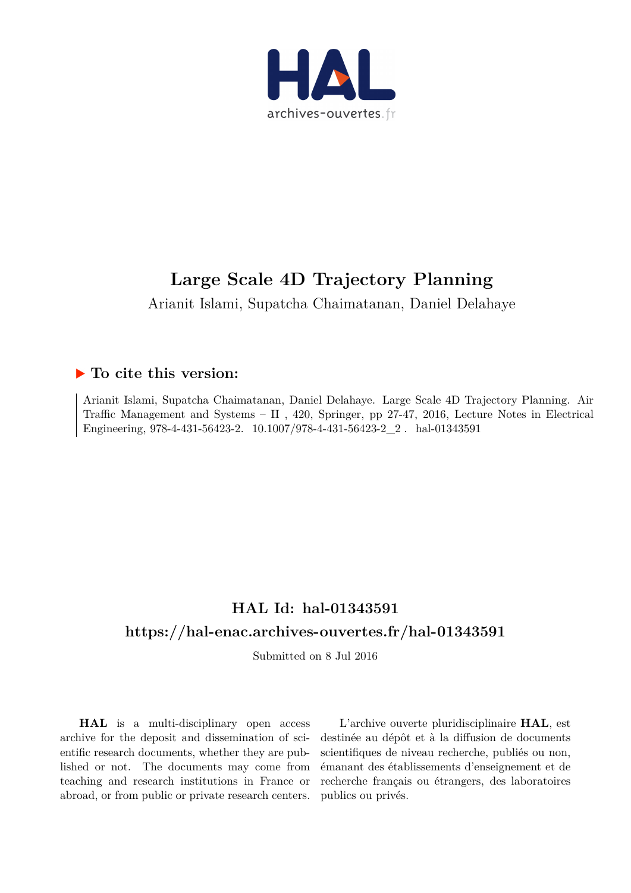# Large Scale 4D Trajectory Planning

Arianit Islami, Supatcha Chaimatanan, Daniel Delahaye

## ▶ To cite this version:

Arianit Islami, Supatcha Chaimatanan, Daniel Delahaye. Large Scale 4D Trajectory Planning. Air Traffic Management and Systems – II , 420, Springer, pp 27-47, 2016, Lecture Notes in Electrical Engineering, 978-4-431-56423-2. 10.1007/978-4-431-56423-2_2 . hal-01343591

## HAL Id: hal-01343591

## https://hal-enac.archives-ouvertes.fr/hal-01343591

Submitted on 8 Jul 2016

**HAL** is a multi-disciplinary open access archive for the deposit and dissemination of scientific research documents, whether they are published or not. The documents may come from teaching and research institutions in France or abroad, or from public or private research centers.

L'archive ouverte pluridisciplinaire **HAL**, est destinée au dépôt et à la diffusion de documents scientifiques de niveau recherche, publiés ou non, émanant des établissements d'enseignement et de recherche français ou étrangers, des laboratoires publics ou privés.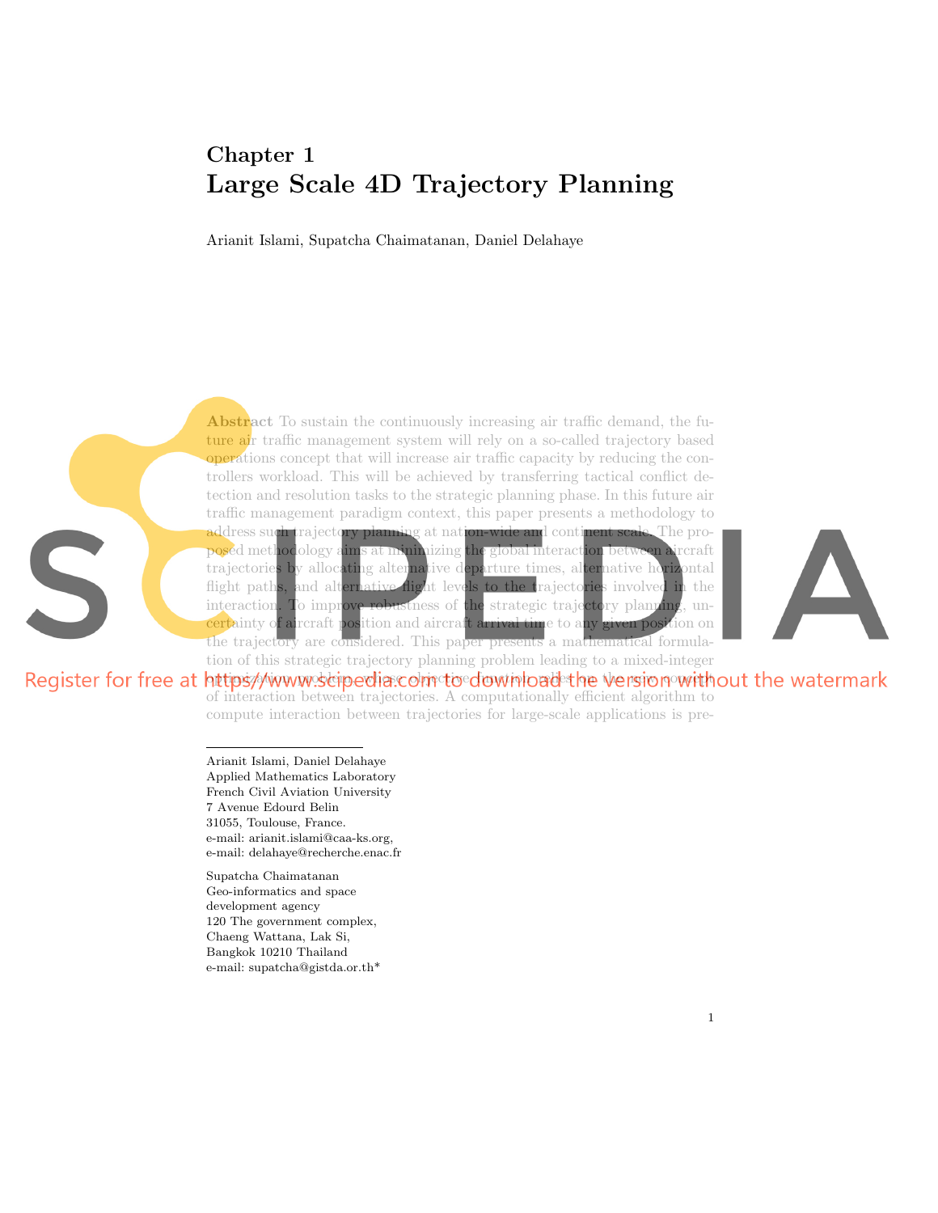# Chapter 1

# Large Scale 4D Trajectory Planning

Arianit Islami, Supatcha Chaimatanan, Daniel Delahaye

**Abstract** To sustain the continuously increasing air traffic demand, the future air traffic management system will rely on a so-called trajectory based operations concept that will increase air traffic capacity by reducing the controllers workload. This will be achieved by transferring tactical conflict detection and resolution tasks to the strategic planning phase. In this future air traffic management paradigm context, this paper presents a methodology to address such trajectory planning at nation-wide and continent scale. The proposed methodology aims at minimizing the global interaction between aircraft trajectories by allocating alternative departure times, alternative horizontal flight paths, and alternative flight levels to the trajectories involved in the interaction. To improve robustness of the strategic trajectory planning, uncertainty of aircraft position and aircraft arrival time to any given position on the trajectory are considered. This paper presents a mathematical formulation of this strategic trajectory planning problem leading to a mixed-integer optimization problem, whose objective function relies on the new concept of interaction between trajectories. A computationally efficient algorithm to compute interaction between trajectories for large-scale applications is pre-

---

Arianit Islami, Daniel Delahaye
Applied Mathematics Laboratory
French Civil Aviation University
7 Avenue Edouard Belin
31055, Toulouse, France.
e-mail: arianit.islami@caa-ks.org,
e-mail: delahaye@recherche.enac.fr

Supatcha Chaimatanan
Geo-informatics and space
development agency
120 The government complex,
Chaeng Wattana, Lak Si,
Bangkok 10210 Thailand
e-mail: supatcha@gistda.or.th*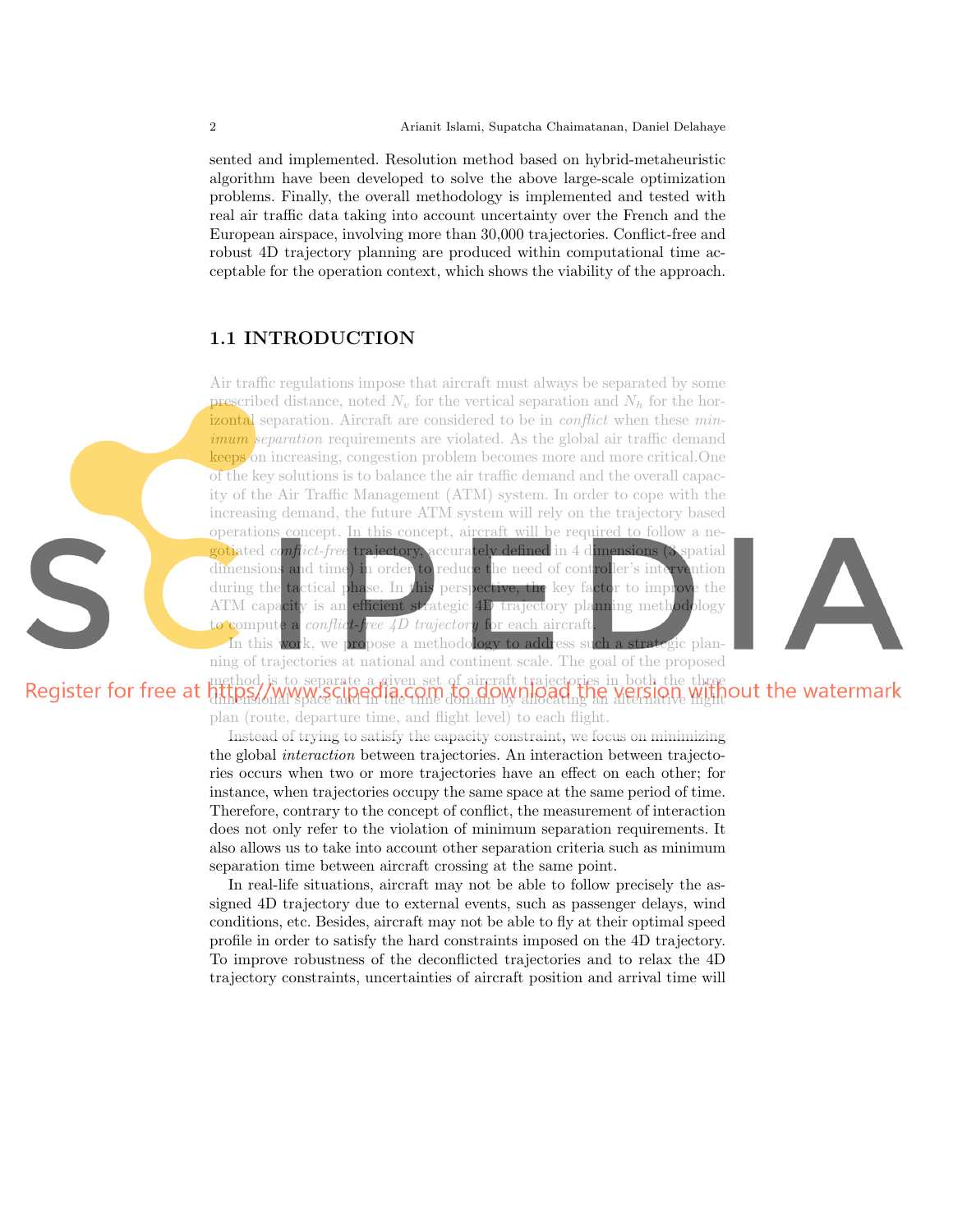sented and implemented. Resolution method based on hybrid-metaheuristic algorithm have been developed to solve the above large-scale optimization problems. Finally, the overall methodology is implemented and tested with real air traffic data taking into account uncertainty over the French and the European airspace, involving more than 30,000 trajectories. Conflict-free and robust 4D trajectory planning are produced within computational time acceptable for the operation context, which shows the viability of the approach.

## 1.1 INTRODUCTION

Air traffic regulations impose that aircraft must always be separated by some prescribed distance, noted $N_v$ for the vertical separation and $N_h$ for the horizontal separation. Aircraft are considered to be in *conflict* when these *minimum separation* requirements are violated. As the global air traffic demand keeps on increasing, congestion problem becomes more and more critical.One of the key solutions is to balance the air traffic demand and the overall capacity of the Air Traffic Management (ATM) system. In order to cope with the increasing demand, the future ATM system will rely on the trajectory based operations concept. In this concept, aircraft will be required to follow a negotiated *conflict-free* trajectory, accurately defined in 4 dimensions (3 spatial dimensions and time) in order to reduce the need of controller's intervention during the tactical phase. In this perspective, the key factor to improve the ATM capacity is an efficient strategic 4D trajectory planning methodology to compute a *conflict-free 4D trajectory* for each aircraft.

In this work, we propose a methodology to address such a strategic planning of trajectories at national and continent scale. The goal of the proposed method is to separate a given set of aircraft trajectories in both the three dimensional space and in the time domain by allocating an alternative flight plan (route, departure time, and flight level) to each flight.

Instead of trying to satisfy the capacity constraint, we focus on minimizing the global *interaction* between trajectories. An interaction between trajectories occurs when two or more trajectories have an effect on each other; for instance, when trajectories occupy the same space at the same period of time. Therefore, contrary to the concept of conflict, the measurement of interaction does not only refer to the violation of minimum separation requirements. It also allows us to take into account other separation criteria such as minimum separation time between aircraft crossing at the same point.

In real-life situations, aircraft may not be able to follow precisely the assigned 4D trajectory due to external events, such as passenger delays, wind conditions, etc. Besides, aircraft may not be able to fly at their optimal speed profile in order to satisfy the hard constraints imposed on the 4D trajectory. To improve robustness of the deconflicted trajectories and to relax the 4D trajectory constraints, uncertainties of aircraft position and arrival time will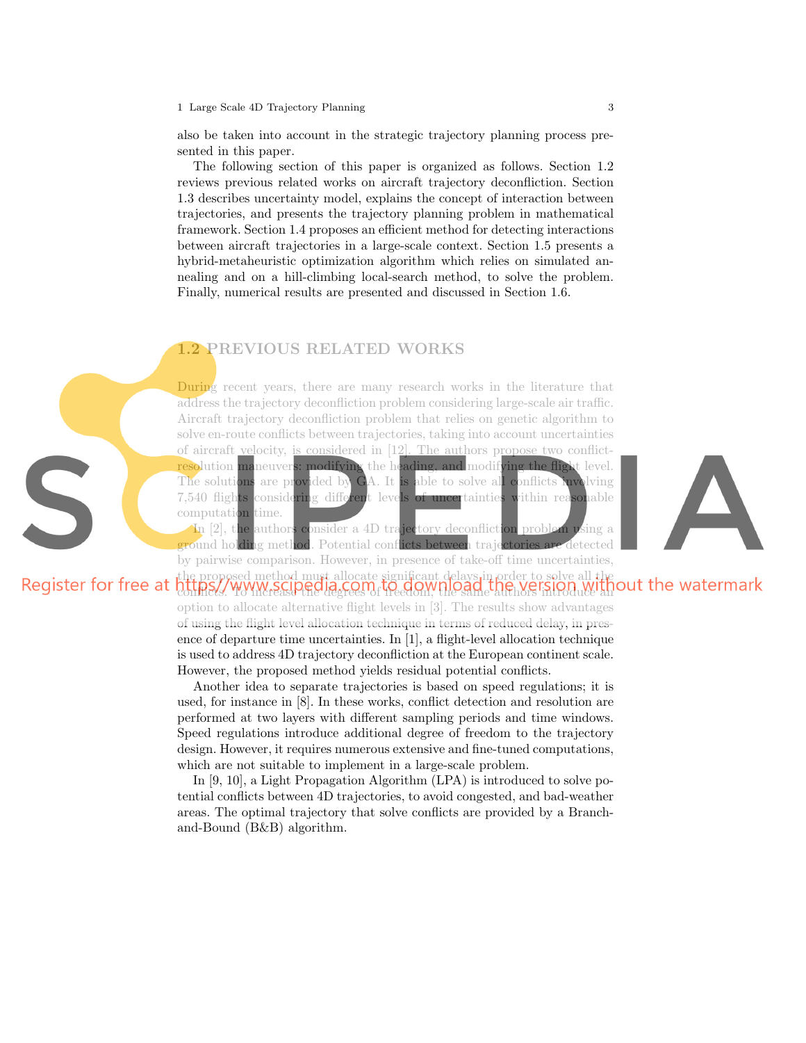also be taken into account in the strategic trajectory planning process presented in this paper.

The following section of this paper is organized as follows. Section 1.2 reviews previous related works on aircraft trajectory deconfliction. Section 1.3 describes uncertainty model, explains the concept of interaction between trajectories, and presents the trajectory planning problem in mathematical framework. Section 1.4 proposes an efficient method for detecting interactions between aircraft trajectories in a large-scale context. Section 1.5 presents a hybrid-metaheuristic optimization algorithm which relies on simulated annealing and on a hill-climbing local-search method, to solve the problem. Finally, numerical results are presented and discussed in Section 1.6.

## 1.2 PREVIOUS RELATED WORKS

During recent years, there are many research works in the literature that address the trajectory deconfliction problem considering large-scale air traffic. Aircraft trajectory deconfliction problem that relies on genetic algorithm to solve en-route conflicts between trajectories, taking into account uncertainties of aircraft velocity, is considered in [12]. The authors propose two conflict-resolution maneuvers: modifying the heading, and modifying the flight level. The solutions are provided by GA. It is able to solve all conflicts involving 7,540 flights considering different levels of uncertainties within reasonable computation time.

In [2], the authors consider a 4D trajectory deconfliction problem using a ground holding method. Potential conflicts between trajectories are detected by pairwise comparison. However, in presence of take-off time uncertainties, the proposed method must allocate significant delays in order to solve all the conflicts. To increase the degrees of freedom, the same authors introduce an option to allocate alternative flight levels in [3]. The results show advantages of using the flight level allocation technique in terms of reduced delay, in presence of departure time uncertainties. In [1], a flight-level allocation technique is used to address 4D trajectory deconfliction at the European continent scale. However, the proposed method yields residual potential conflicts.

Another idea to separate trajectories is based on speed regulations; it is used, for instance in [8]. In these works, conflict detection and resolution are performed at two layers with different sampling periods and time windows. Speed regulations introduce additional degree of freedom to the trajectory design. However, it requires numerous extensive and fine-tuned computations, which are not suitable to implement in a large-scale problem.

In [9, 10], a Light Propagation Algorithm (LPA) is introduced to solve potential conflicts between 4D trajectories, to avoid congested, and bad-weather areas. The optimal trajectory that solve conflicts are provided by a Branch-and-Bound (B&B) algorithm.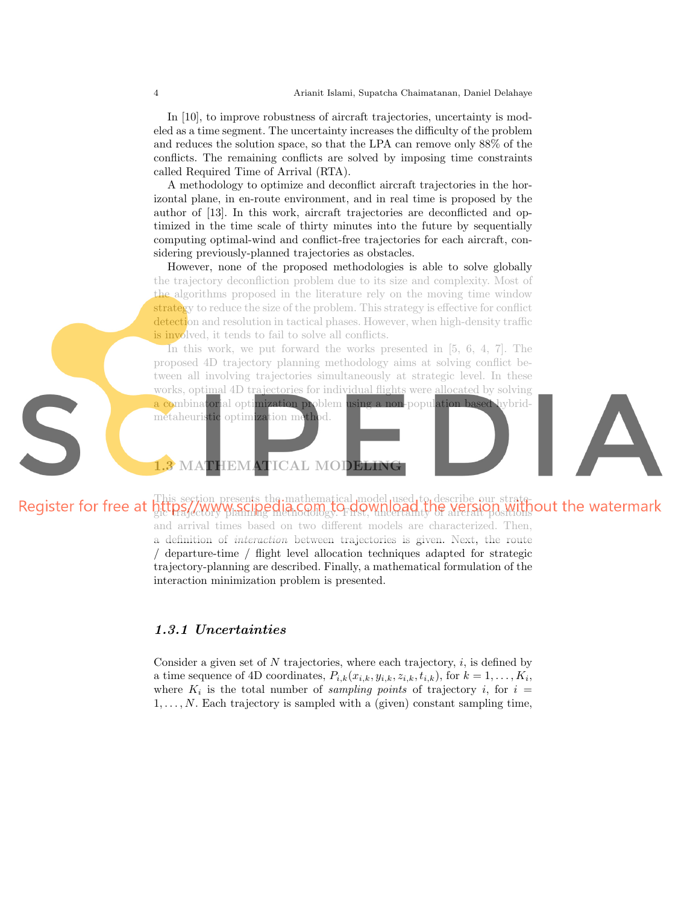In [10], to improve robustness of aircraft trajectories, uncertainty is modeled as a time segment. The uncertainty increases the difficulty of the problem and reduces the solution space, so that the LPA can remove only 88% of the conflicts. The remaining conflicts are solved by imposing time constraints called Required Time of Arrival (RTA).

A methodology to optimize and deconflict aircraft trajectories in the horizontal plane, in en-route environment, and in real time is proposed by the author of [13]. In this work, aircraft trajectories are deconflicted and optimized in the time scale of thirty minutes into the future by sequentially computing optimal-wind and conflict-free trajectories for each aircraft, considering previously-planned trajectories as obstacles.

However, none of the proposed methodologies is able to solve globally the trajectory deconfliction problem due to its size and complexity. Most of the algorithms proposed in the literature rely on the moving time window strategy to reduce the size of the problem. This strategy is effective for conflict detection and resolution in tactical phases. However, when high-density traffic is involved, it tends to fail to solve all conflicts.

In this work, we put forward the works presented in [5, 6, 4, 7]. The proposed 4D trajectory planning methodology aims at solving conflict between all involving trajectories simultaneously at strategic level. In these works, optimal 4D trajectories for individual flights were allocated by solving a combinatorial optimization problem using a non-population based hybrid-metaheuristic optimization method.

## 1.3 MATHEMATICAL MODELING

This section presents the mathematical model used to describe our strategic trajectory planning methodology. First, uncertainty of aircraft positions and arrival times based on two different models are characterized. Then, a definition of *interaction* between trajectories is given. Next, the route / departure-time / flight level allocation techniques adapted for strategic trajectory-planning are described. Finally, a mathematical formulation of the interaction minimization problem is presented.

### *1.3.1 Uncertainties*

Consider a given set of $N$ trajectories, where each trajectory, $i$, is defined by a time sequence of 4D coordinates, $P_{i,k}(x_{i,k}, y_{i,k}, z_{i,k}, t_{i,k})$, for $k = 1, \ldots, K_i$, where $K_i$ is the total number of *sampling points* of trajectory $i$, for $i = 1, \ldots, N$. Each trajectory is sampled with a (given) constant sampling time,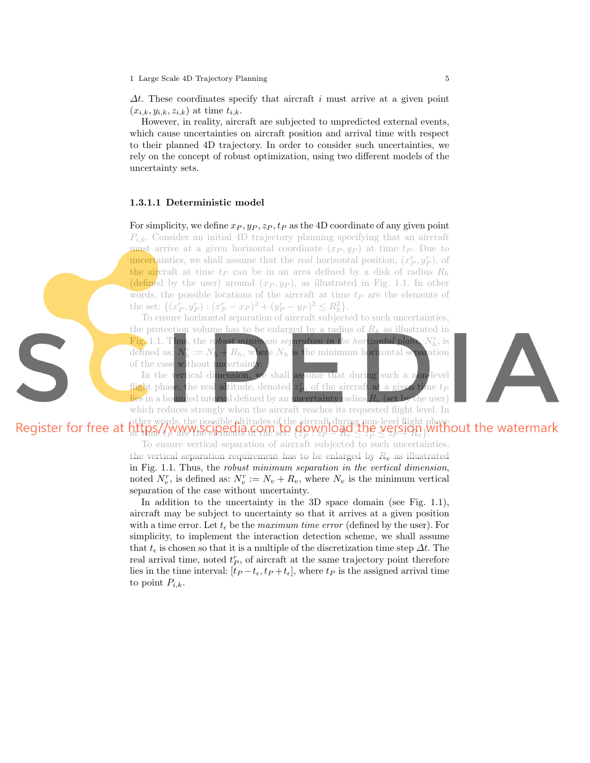$\Delta t$. These coordinates specify that aircraft $i$ must arrive at a given point $(x_{i,k}, y_{i,k}, z_{i,k})$ at time $t_{i,k}$.

However, in reality, aircraft are subjected to unpredicted external events, which cause uncertainties on aircraft position and arrival time with respect to their planned 4D trajectory. In order to consider such uncertainties, we rely on the concept of robust optimization, using two different models of the uncertainty sets.

#### 1.3.1.1 Deterministic model

For simplicity, we define $x_P, y_P, z_P, t_P$ as the 4D coordinate of any given point $P_{i,k}$. Consider an initial 4D trajectory planning specifying that an aircraft must arrive at a given horizontal coordinate $(x_P, y_P)$ at time $t_P$. Due to uncertainties, we shall assume that the *real* horizontal position, $(x^r_P, y^r_P)$, of the aircraft at time $t_P$ can be in an area defined by a disk of radius $R_h$ (defined by the user) around $(x_P, y_P)$, as illustrated in Fig. 1.1. In other words, the possible locations of the aircraft at time $t_P$ are the elements of the set: $\{(x^r_P, y^r_P) : (x^r_P - x_P)^2 + (y^r_P - y_P)^2 \leq R^2_h\}$.

To ensure horizontal separation of aircraft subjected to such uncertainties, the protection volume has to be enlarged by a radius of $R_h$ as illustrated in Fig. 1.1. Thus, the *robust minimum separation in the horizontal plane*, $N^r_h$, is defined as: $N^r_h := N_h + R_h$, where $N_h$ is the minimum horizontal separation of the case without uncertainty.

In the vertical dimension, we shall assume that during such a non-level flight phase, the real altitude, denoted $z^r_P$, of the aircraft at a given time $t_P$ lies in a bounded interval defined by an uncertainty radius $R_v$ (set by the user) which reduces strongly when the aircraft reaches its requested flight level. In other words, the possible altitudes of the aircraft during non-level flight phase at time $t_P$ are the elements of the set: $\{z^r_P : z_P - R_v \leq z^r_P \leq z_P + R_v\}$.

To ensure vertical separation of aircraft subjected to such uncertainties, the vertical separation requirement has to be enlarged by $R_v$ as illustrated in Fig. 1.1. Thus, the *robust minimum separation in the vertical dimension*, noted $N^r_v$, is defined as: $N^r_v := N_v + R_v$, where $N_v$ is the minimum vertical separation of the case without uncertainty.

In addition to the uncertainty in the 3D space domain (see Fig. 1.1), aircraft may be subject to uncertainty so that it arrives at a given position with a time error. Let $t_\epsilon$ be the *maximum time error* (defined by the user). For simplicity, to implement the interaction detection scheme, we shall assume that $t_\epsilon$ is chosen so that it is a multiple of the discretization time step $\Delta t$. The real arrival time, noted $t^r_P$, of aircraft at the same trajectory point therefore lies in the time interval: $[t_P - t_\epsilon, t_P + t_\epsilon]$, where $t_P$ is the assigned arrival time to point $P_{i,k}$.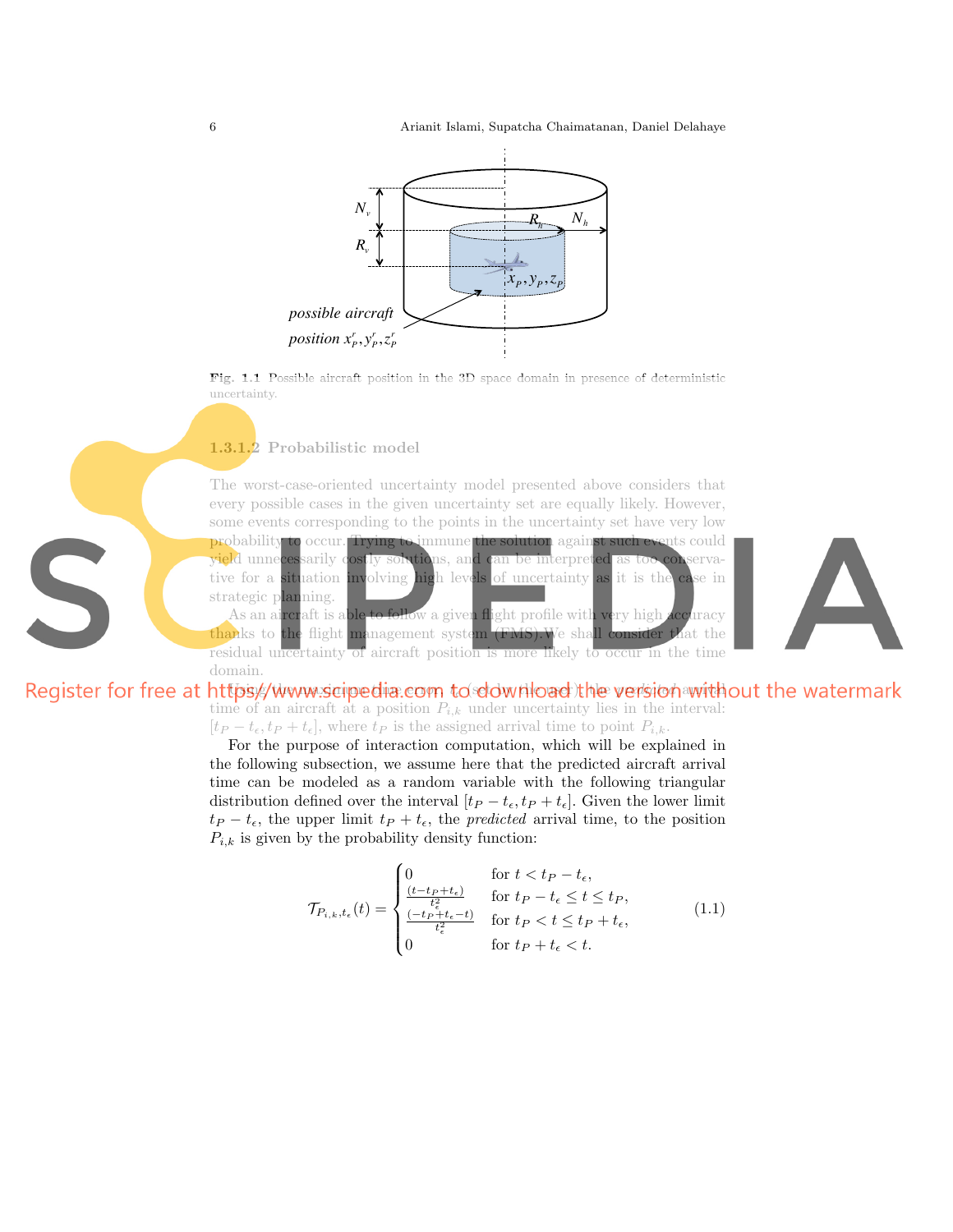Fig. 1.1 Possible aircraft position in the 3D space domain in presence of deterministic uncertainty.

#### 1.3.1.2 Probabilistic model

The worst-case-oriented uncertainty model presented above considers that every possible cases in the given uncertainty set are equally likely. However, some events corresponding to the points in the uncertainty set have very low probability to occur. Trying to immune the solution against such events could yield unnecessarily costly solutions, and can be interpreted as too conservative for a situation involving high levels of uncertainty as it is the case in strategic planning.

As an aircraft is able to follow a given flight profile with very high accuracy thanks to the flight management system (FMS). We shall consider that the residual uncertainty of aircraft position is more likely to occur in the time domain.

Using the maximum time error $t_\epsilon$ (see above), the *predicted* arrival time of an aircraft at a position $P_{i,k}$ under uncertainty lies in the interval: $[t_P - t_\epsilon, t_P + t_\epsilon]$, where $t_P$ is the assigned arrival time to point $P_{i,k}$.

For the purpose of interaction computation, which will be explained in the following subsection, we assume here that the predicted aircraft arrival time can be modeled as a random variable with the following triangular distribution defined over the interval $[t_P - t_\epsilon, t_P + t_\epsilon]$. Given the lower limit $t_P - t_\epsilon$, the upper limit $t_P + t_\epsilon$, the *predicted* arrival time, to the position $P_{i,k}$ is given by the probability density function:

$$
\mathcal{T}_{P_{i,k},t_\epsilon}(t) = \begin{cases} 0 & \text{for } t < t_P - t_\epsilon, \\ \frac{(t - t_P + t_\epsilon)}{t_\epsilon^2} & \text{for } t_P - t_\epsilon \leq t \leq t_P, \\ \frac{(-t_P + t_\epsilon - t)}{t_\epsilon^2} & \text{for } t_P < t \leq t_P + t_\epsilon, \\ 0 & \text{for } t_P + t_\epsilon < t. \end{cases} \tag{1.1}
$$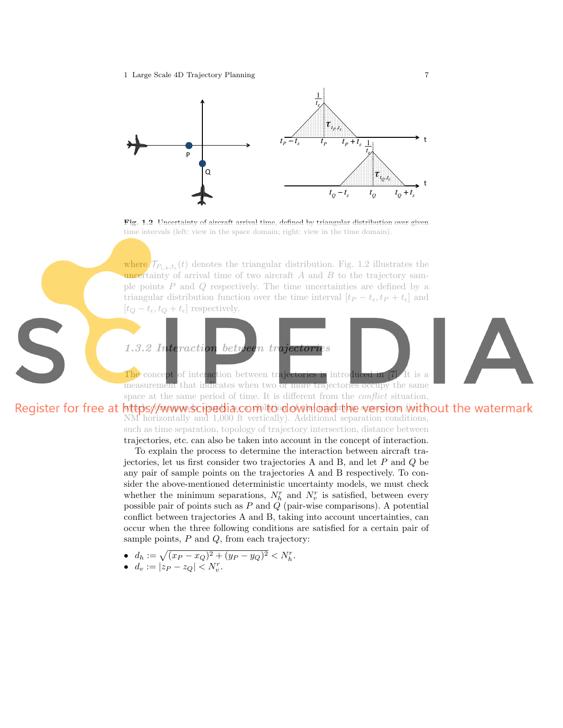Fig. 1.2 Uncertainty of aircraft arrival time, defined by triangular distribution over given time intervals (left: view in the space domain; right: view in the time domain).

where $\mathcal{T}_{P_{i,k},t_\epsilon}(t)$ denotes the triangular distribution. Fig. 1.2 illustrates the uncertainty of arrival time of two aircraft $A$ and $B$ to the trajectory sample points $P$ and $Q$ respectively. The time uncertainties are defined by a triangular distribution function over the time interval $[t_P - t_\epsilon, t_P + t_\epsilon]$ and $[t_Q - t_\epsilon, t_Q + t_\epsilon]$ respectively.

### 1.3.2 Interaction between trajectories

The concept of interaction between trajectories is introduced in [7]. It is a measurement that indicates when two or more trajectories occupy the same space at the same period of time. It is different from the *conflict* situation, which is measured simply by a violation of the minimum *separation* (i.e. 5 NM horizontally and 1,000 ft vertically). Additional separation conditions, such as time separation, topology of trajectory intersection, distance between trajectories, etc. can also be taken into account in the concept of interaction.

To explain the process to determine the interaction between aircraft trajectories, let us first consider two trajectories A and B, and let $P$ and $Q$ be any pair of sample points on the trajectories A and B respectively. To consider the above-mentioned deterministic uncertainty models, we must check whether the minimum separations, $N_h^r$ and $N_v^r$ is satisfied, between every possible pair of points such as $P$ and $Q$ (pair-wise comparisons). A potential conflict between trajectories A and B, taking into account uncertainties, can occur when the three following conditions are satisfied for a certain pair of sample points, $P$ and $Q$, from each trajectory:

- $d_h := \sqrt{(x_P - x_Q)^2 + (y_P - y_Q)^2} < N_h^r$.
- $d_v := |z_P - z_Q| < N_v^r$.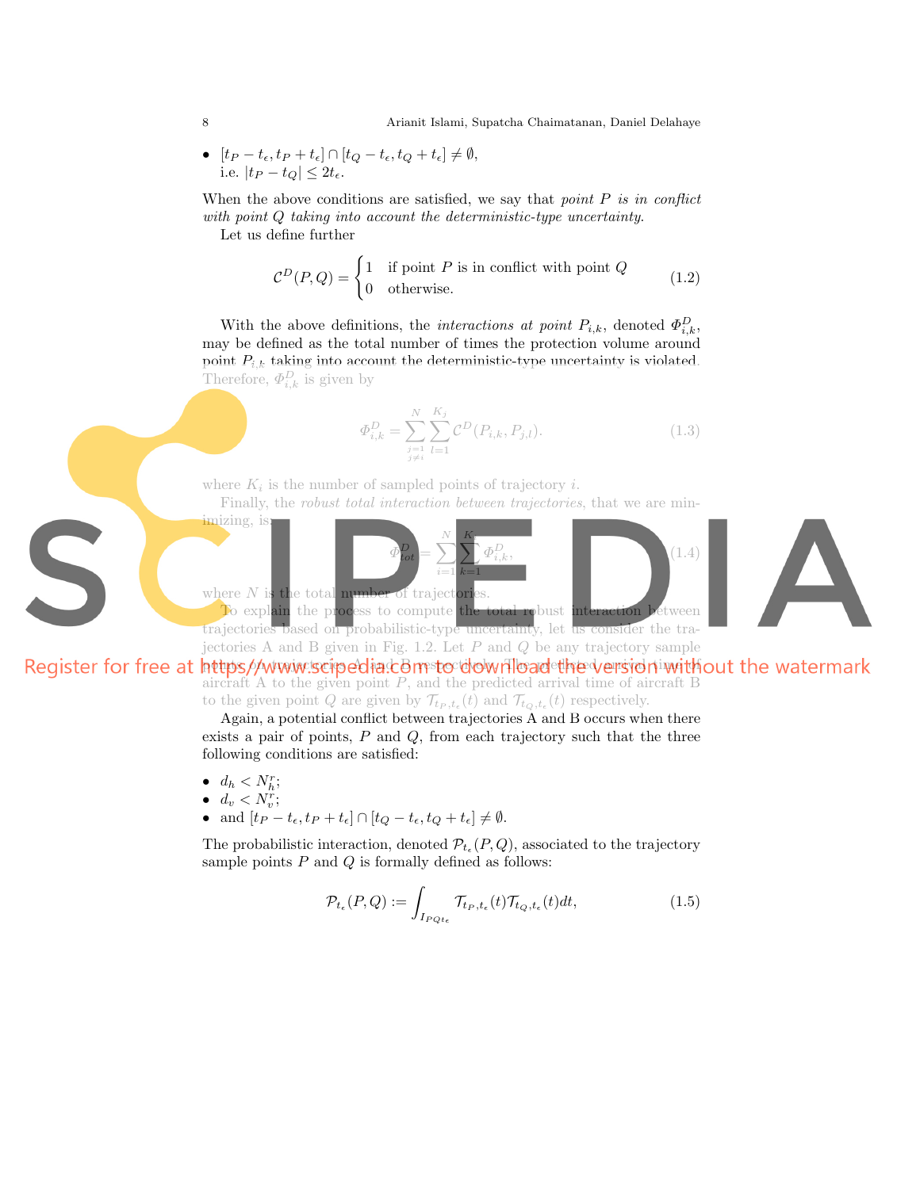- $[t_P - t_\epsilon, t_P + t_\epsilon] \cap [t_Q - t_\epsilon, t_Q + t_\epsilon] \neq \emptyset$,
  i.e. $|t_P - t_Q| \leq 2t_\epsilon$.

When the above conditions are satisfied, we say that *point $P$ is in conflict with point $Q$ taking into account the deterministic-type uncertainty.*

Let us define further

$$\mathcal{C}^D(P,Q) = \begin{cases} 1 & \text{if point } P \text{ is in conflict with point } Q \\ 0 & \text{otherwise.} \end{cases} \tag{1.2}$$

With the above definitions, the *interactions at point $P_{i,k}$*, denoted $\Phi^D_{i,k}$, may be defined as the total number of times the protection volume around point $P_{i,k}$ taking into account the deterministic-type uncertainty is violated. Therefore, $\Phi^D_{i,k}$ is given by

$$\Phi^D_{i,k} = \sum_{\substack{j=1 \\ j \neq i}}^{N} \sum_{l=1}^{K_j} \mathcal{C}^D(P_{i,k}, P_{j,l}). \tag{1.3}$$

where $K_i$ is the number of sampled points of trajectory $i$.

Finally, the *robust total interaction between trajectories*, that we are minimizing, is:

$$\Phi^D_{tot} = \sum_{i=1}^{N} \sum_{k=1}^{K} \Phi^D_{i,k}, \tag{1.4}$$

where $N$ is the total number of trajectories.

To explain the process to compute the total robust interaction between trajectories based on probabilistic-type uncertainty, let us consider the trajectories A and B given in Fig. 1.2. Let $P$ and $Q$ be any trajectory sample points of trajectories A and B respectively. The predicted arrival time of aircraft A to the given point $P$, and the predicted arrival time of aircraft B to the given point $Q$ are given by $\mathcal{T}_{t_P,t_\epsilon}(t)$ and $\mathcal{T}_{t_Q,t_\epsilon}(t)$ respectively.

Again, a potential conflict between trajectories A and B occurs when there exists a pair of points, $P$ and $Q$, from each trajectory such that the three following conditions are satisfied:

- $d_h < N^r_h$;
- $d_v < N^r_v$;
- and $[t_P - t_\epsilon, t_P + t_\epsilon] \cap [t_Q - t_\epsilon, t_Q + t_\epsilon] \neq \emptyset$.

The probabilistic interaction, denoted $\mathcal{P}_{t_\epsilon}(P,Q)$, associated to the trajectory sample points $P$ and $Q$ is formally defined as follows:

$$\mathcal{P}_{t_\epsilon}(P,Q) := \int_{I_{PQt_\epsilon}} \mathcal{T}_{t_P,t_\epsilon}(t)\mathcal{T}_{t_Q,t_\epsilon}(t)dt, \tag{1.5}$$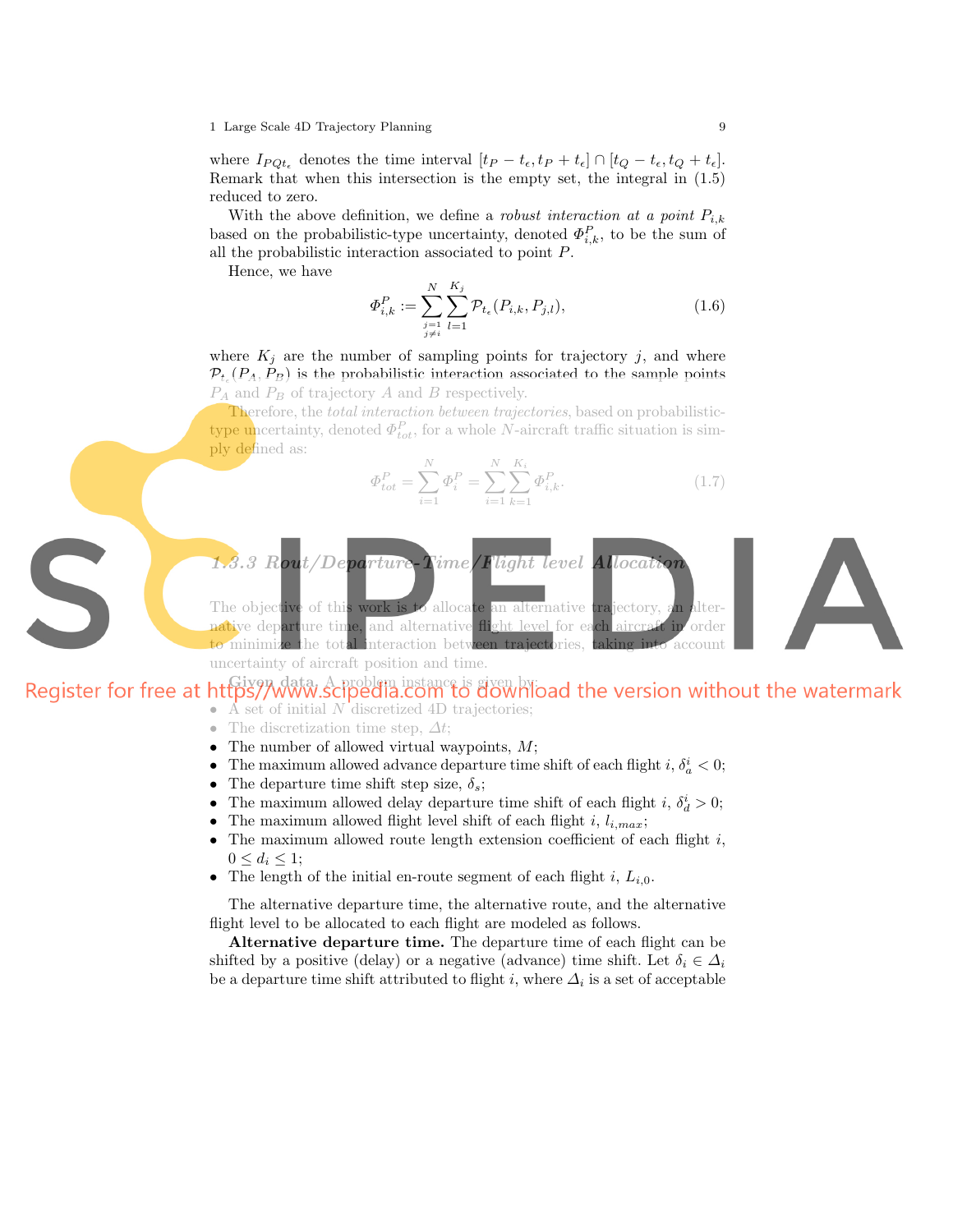where $I_{PQt_\epsilon}$ denotes the time interval $[t_P - t_\epsilon, t_P + t_\epsilon] \cap [t_Q - t_\epsilon, t_Q + t_\epsilon]$. Remark that when this intersection is the empty set, the integral in (1.5) reduced to zero.

With the above definition, we define a *robust interaction at a point* $P_{i,k}$ based on the probabilistic-type uncertainty, denoted $\Phi^P_{i,k}$, to be the sum of all the probabilistic interaction associated to point $P$.

Hence, we have

$$\Phi^P_{i,k} := \sum_{\substack{j=1 \\ j \neq i}}^{N} \sum_{l=1}^{K_j} \mathcal{P}_{t_\epsilon}(P_{i,k}, P_{j,l}), \tag{1.6}$$

where $K_j$ are the number of sampling points for trajectory $j$, and where $\mathcal{P}_{t_\epsilon}(P_A, P_B)$ is the probabilistic interaction associated to the sample points $P_A$ and $P_B$ of trajectory $A$ and $B$ respectively.

Therefore, the *total interaction between trajectories*, based on probabilistic-type uncertainty, denoted $\Phi^P_{tot}$, for a whole $N$-aircraft traffic situation is simply defined as:

$$\Phi^P_{tot} = \sum_{i=1}^{N} \Phi^P_i = \sum_{i=1}^{N} \sum_{k=1}^{K_i} \Phi^P_{i,k}. \tag{1.7}$$

### 1.3.3 Rout/Departure-Time/Flight level Allocation

The objective of this work is to allocate an alternative trajectory, an alternative departure time, and alternative flight level for each aircraft in order to minimize the total interaction between trajectories, taking into account uncertainty of aircraft position and time.

**Given data.** A problem instance is given by:

- A set of initial $N$ discretized 4D trajectories;
- The discretization time step, $\Delta t$;
- The number of allowed virtual waypoints, $M$;
- The maximum allowed advance departure time shift of each flight $i$, $\delta^i_a < 0$;
- The departure time shift step size, $\delta_s$;
- The maximum allowed delay departure time shift of each flight $i$, $\delta^i_d > 0$;
- The maximum allowed flight level shift of each flight $i$, $l_{i,max}$;
- The maximum allowed route length extension coefficient of each flight $i$, $0 \leq d_i \leq 1$;
- The length of the initial en-route segment of each flight $i$, $L_{i,0}$.

The alternative departure time, the alternative route, and the alternative flight level to be allocated to each flight are modeled as follows.

**Alternative departure time.** The departure time of each flight can be shifted by a positive (delay) or a negative (advance) time shift. Let $\delta_i \in \Delta_i$ be a departure time shift attributed to flight $i$, where $\Delta_i$ is a set of acceptable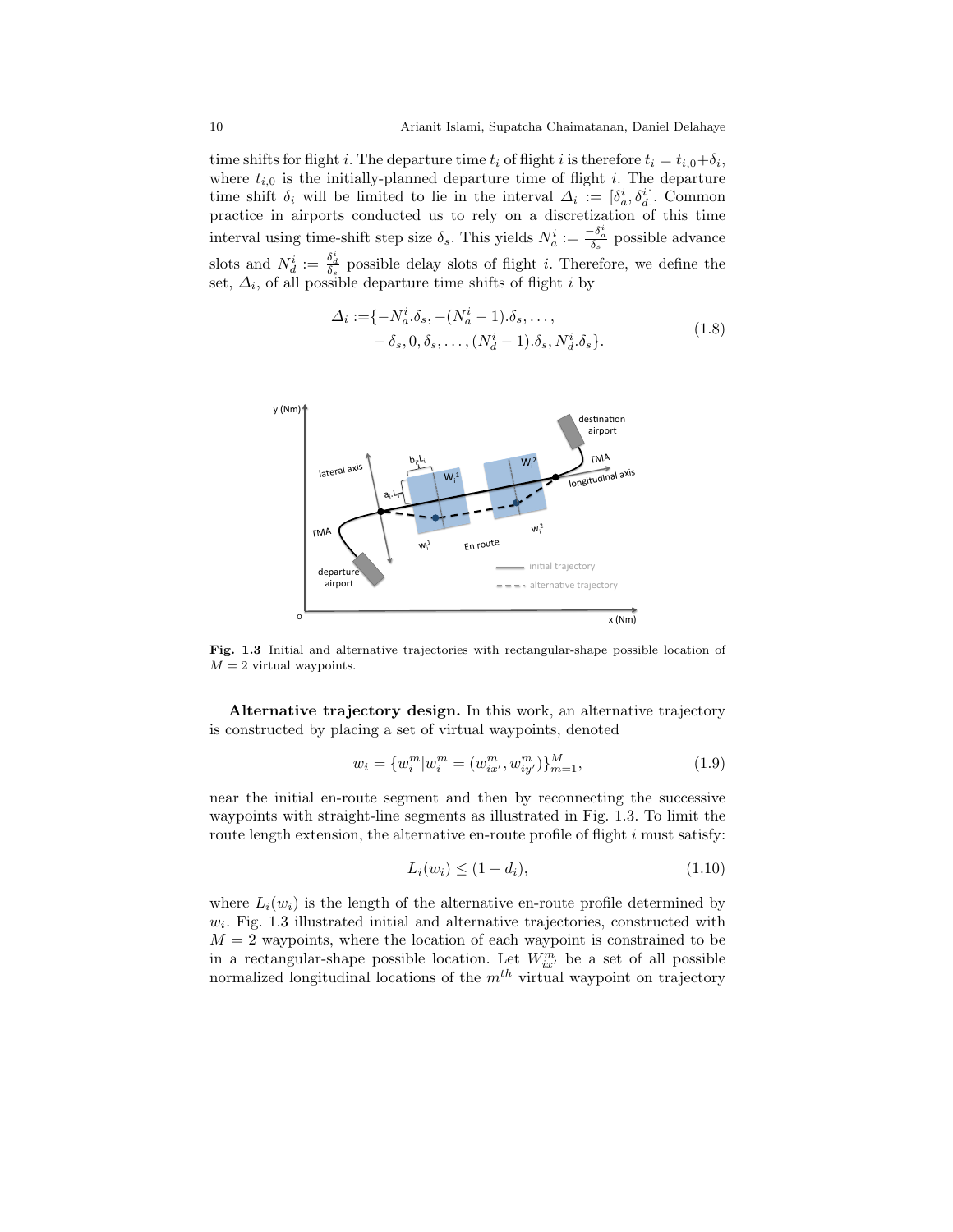time shifts for flight $i$. The departure time $t_i$ of flight $i$ is therefore $t_i = t_{i,0}+\delta_i$, where $t_{i,0}$ is the initially-planned departure time of flight $i$. The departure time shift $\delta_i$ will be limited to lie in the interval $\Delta_i := [\delta_a^i, \delta_d^i]$. Common practice in airports conducted us to rely on a discretization of this time interval using time-shift step size $\delta_s$. This yields $N_a^i := \frac{-\delta_a^i}{\delta_s}$ possible advance slots and $N_d^i := \frac{\delta_d^i}{\delta_s}$ possible delay slots of flight $i$. Therefore, we define the set, $\Delta_i$, of all possible departure time shifts of flight $i$ by

$$
\begin{aligned}
\Delta_i := &\{-N_a^i.\delta_s, -(N_a^i-1).\delta_s, \ldots, \\
&-\delta_s, 0, \delta_s, \ldots, (N_d^i-1).\delta_s, N_d^i.\delta_s\}.
\end{aligned}
\tag{1.8}
$$

**Fig. 1.3** Initial and alternative trajectories with rectangular-shape possible location of $M = 2$ virtual waypoints.

**Alternative trajectory design.** In this work, an alternative trajectory is constructed by placing a set of virtual waypoints, denoted

$$
w_i = \{w_i^m | w_i^m = (w_{ix'}^m, w_{iy'}^m)\}_{m=1}^M,
\tag{1.9}
$$

near the initial en-route segment and then by reconnecting the successive waypoints with straight-line segments as illustrated in Fig. 1.3. To limit the route length extension, the alternative en-route profile of flight $i$ must satisfy:

$$
L_i(w_i) \leq (1 + d_i),
\tag{1.10}
$$

where $L_i(w_i)$ is the length of the alternative en-route profile determined by $w_i$. Fig. 1.3 illustrated initial and alternative trajectories, constructed with $M = 2$ waypoints, where the location of each waypoint is constrained to be in a rectangular-shape possible location. Let $W_{ix'}^m$ be a set of all possible normalized longitudinal locations of the $m^{th}$ virtual waypoint on trajectory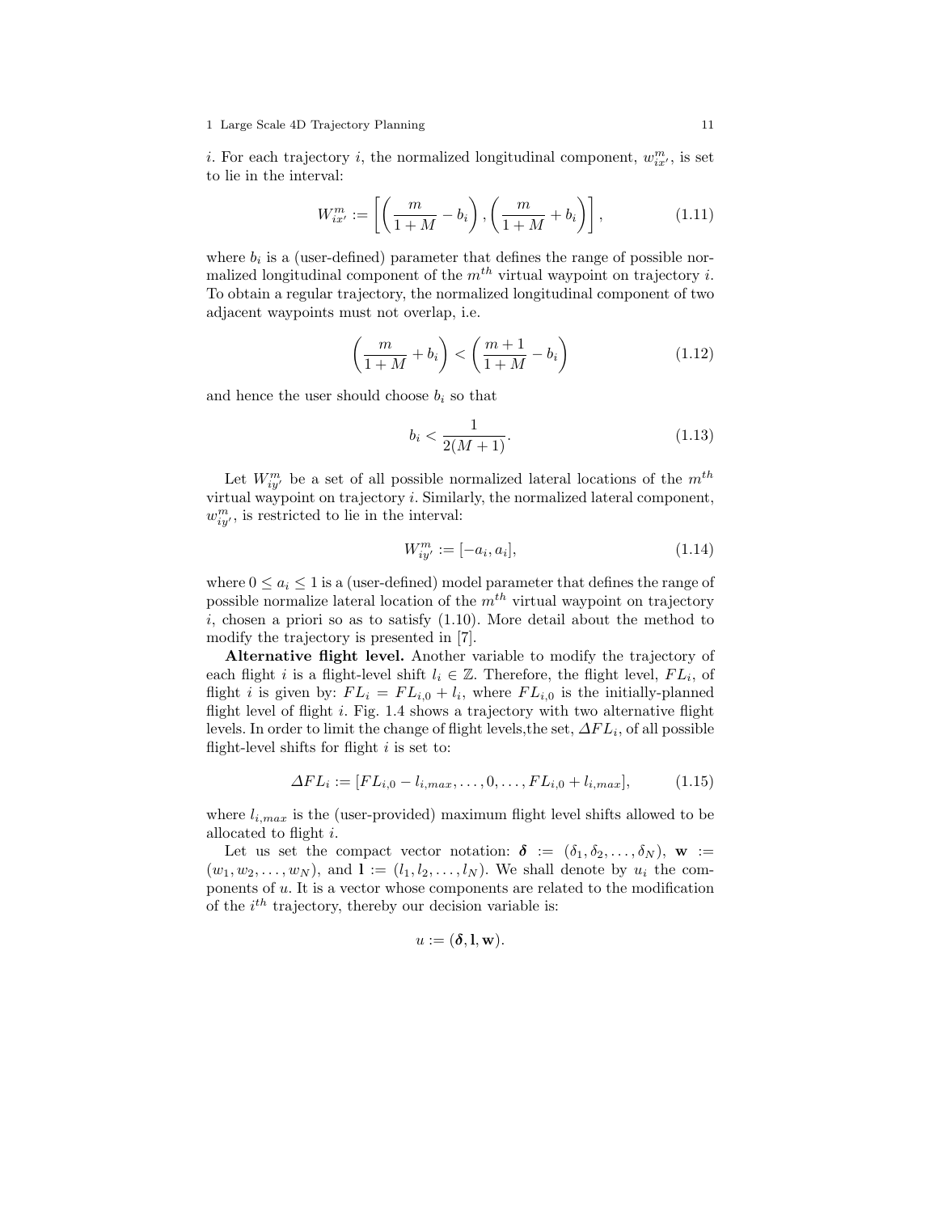$i$. For each trajectory $i$, the normalized longitudinal component, $w^m_{ix'}$, is set to lie in the interval:

$$W^m_{ix'} := \left[ \left( \frac{m}{1+M} - b_i \right), \left( \frac{m}{1+M} + b_i \right) \right], \tag{1.11}$$

where $b_i$ is a (user-defined) parameter that defines the range of possible normalized longitudinal component of the $m^{th}$ virtual waypoint on trajectory $i$. To obtain a regular trajectory, the normalized longitudinal component of two adjacent waypoints must not overlap, i.e.

$$\left( \frac{m}{1+M} + b_i \right) < \left( \frac{m+1}{1+M} - b_i \right) \tag{1.12}$$

and hence the user should choose $b_i$ so that

$$b_i < \frac{1}{2(M+1)}. \tag{1.13}$$

Let $W^m_{iy'}$ be a set of all possible normalized lateral locations of the $m^{th}$ virtual waypoint on trajectory $i$. Similarly, the normalized lateral component, $w^m_{iy'}$, is restricted to lie in the interval:

$$W^m_{iy'} := [-a_i, a_i], \tag{1.14}$$

where $0 \leq a_i \leq 1$ is a (user-defined) model parameter that defines the range of possible normalize lateral location of the $m^{th}$ virtual waypoint on trajectory $i$, chosen a priori so as to satisfy (1.10). More detail about the method to modify the trajectory is presented in [7].

**Alternative flight level.** Another variable to modify the trajectory of each flight $i$ is a flight-level shift $l_i \in \mathbb{Z}$. Therefore, the flight level, $FL_i$, of flight $i$ is given by: $FL_i = FL_{i,0} + l_i$, where $FL_{i,0}$ is the initially-planned flight level of flight $i$. Fig. 1.4 shows a trajectory with two alternative flight levels. In order to limit the change of flight levels,the set, $\Delta FL_i$, of all possible flight-level shifts for flight $i$ is set to:

$$\Delta FL_i := [FL_{i,0} - l_{i,max}, \ldots, 0, \ldots, FL_{i,0} + l_{i,max}], \tag{1.15}$$

where $l_{i,max}$ is the (user-provided) maximum flight level shifts allowed to be allocated to flight $i$.

Let us set the compact vector notation: $\boldsymbol{\delta} := (\delta_1, \delta_2, \ldots, \delta_N)$, $\mathbf{w} := (w_1, w_2, \ldots, w_N)$, and $\mathbf{l} := (l_1, l_2, \ldots, l_N)$. We shall denote by $u_i$ the components of $u$. It is a vector whose components are related to the modification of the $i^{th}$ trajectory, thereby our decision variable is:

$$u := (\boldsymbol{\delta}, \mathbf{l}, \mathbf{w}).$$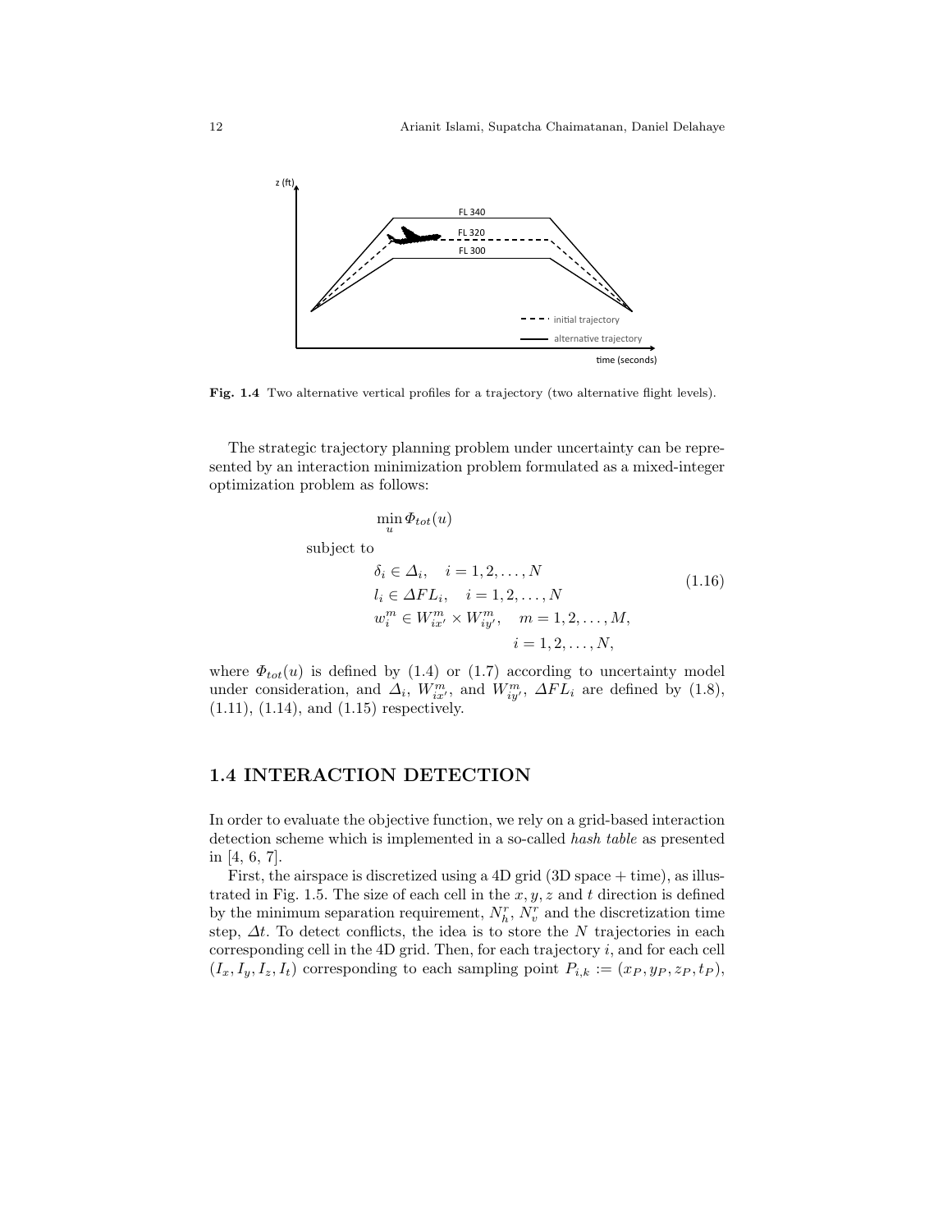Fig. 1.4 Two alternative vertical profiles for a trajectory (two alternative flight levels).

The strategic trajectory planning problem under uncertainty can be represented by an interaction minimization problem formulated as a mixed-integer optimization problem as follows:

$$
\begin{aligned}
&\min_{u} \Phi_{tot}(u) \\
&\text{subject to} \\
&\qquad \delta_i \in \Delta_i, \quad i = 1, 2, \ldots, N \\
&\qquad l_i \in \Delta FL_i, \quad i = 1, 2, \ldots, N \\
&\qquad w_i^m \in W_{ix'}^m \times W_{iy'}^m, \quad m = 1, 2, \ldots, M, \\
&\qquad\qquad\qquad i = 1, 2, \ldots, N,
\end{aligned}
\tag{1.16}
$$

where $\Phi_{tot}(u)$ is defined by (1.4) or (1.7) according to uncertainty model under consideration, and $\Delta_i$, $W_{ix'}^m$, and $W_{iy'}^m$, $\Delta FL_i$ are defined by (1.8), (1.11), (1.14), and (1.15) respectively.

## 1.4 INTERACTION DETECTION

In order to evaluate the objective function, we rely on a grid-based interaction detection scheme which is implemented in a so-called *hash table* as presented in [4, 6, 7].

First, the airspace is discretized using a 4D grid (3D space + time), as illustrated in Fig. 1.5. The size of each cell in the $x, y, z$ and $t$ direction is defined by the minimum separation requirement, $N_h^r$, $N_v^r$ and the discretization time step, $\Delta t$. To detect conflicts, the idea is to store the $N$ trajectories in each corresponding cell in the 4D grid. Then, for each trajectory $i$, and for each cell $(I_x, I_y, I_z, I_t)$ corresponding to each sampling point $P_{i,k} := (x_P, y_P, z_P, t_P)$,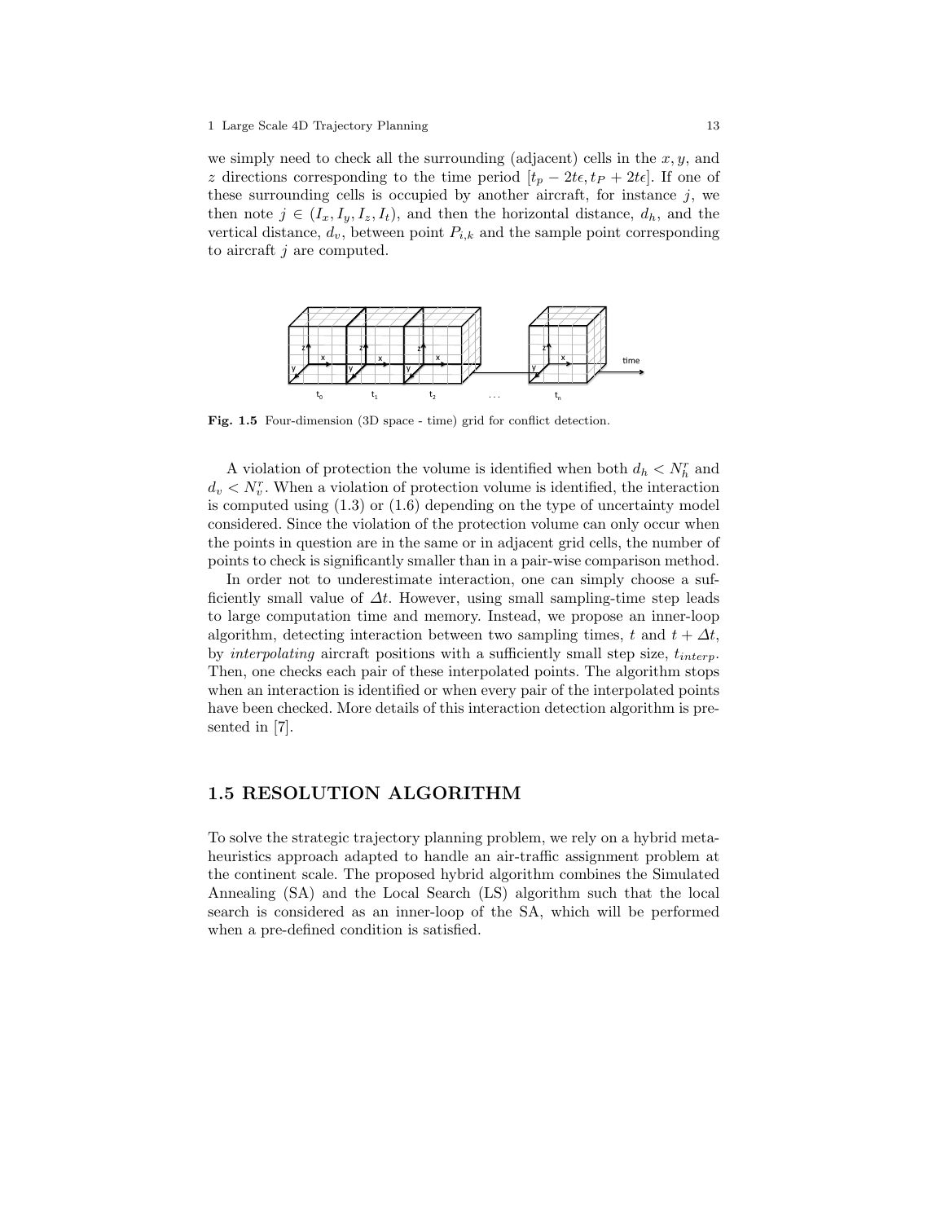we simply need to check all the surrounding (adjacent) cells in the $x, y$, and $z$ directions corresponding to the time period $[t_p - 2t\epsilon, t_P + 2t\epsilon]$. If one of these surrounding cells is occupied by another aircraft, for instance $j$, we then note $j \in (I_x, I_y, I_z, I_t)$, and then the horizontal distance, $d_h$, and the vertical distance, $d_v$, between point $P_{i,k}$ and the sample point corresponding to aircraft $j$ are computed.

**Fig. 1.5** Four-dimension (3D space - time) grid for conflict detection.

A violation of protection the volume is identified when both $d_h < N_h^r$ and $d_v < N_v^r$. When a violation of protection volume is identified, the interaction is computed using (1.3) or (1.6) depending on the type of uncertainty model considered. Since the violation of the protection volume can only occur when the points in question are in the same or in adjacent grid cells, the number of points to check is significantly smaller than in a pair-wise comparison method.

In order not to underestimate interaction, one can simply choose a sufficiently small value of $\Delta t$. However, using small sampling-time step leads to large computation time and memory. Instead, we propose an inner-loop algorithm, detecting interaction between two sampling times, $t$ and $t + \Delta t$, by *interpolating* aircraft positions with a sufficiently small step size, $t_{interp}$. Then, one checks each pair of these interpolated points. The algorithm stops when an interaction is identified or when every pair of the interpolated points have been checked. More details of this interaction detection algorithm is presented in [7].

## 1.5 RESOLUTION ALGORITHM

To solve the strategic trajectory planning problem, we rely on a hybrid metaheuristics approach adapted to handle an air-traffic assignment problem at the continent scale. The proposed hybrid algorithm combines the Simulated Annealing (SA) and the Local Search (LS) algorithm such that the local search is considered as an inner-loop of the SA, which will be performed when a pre-defined condition is satisfied.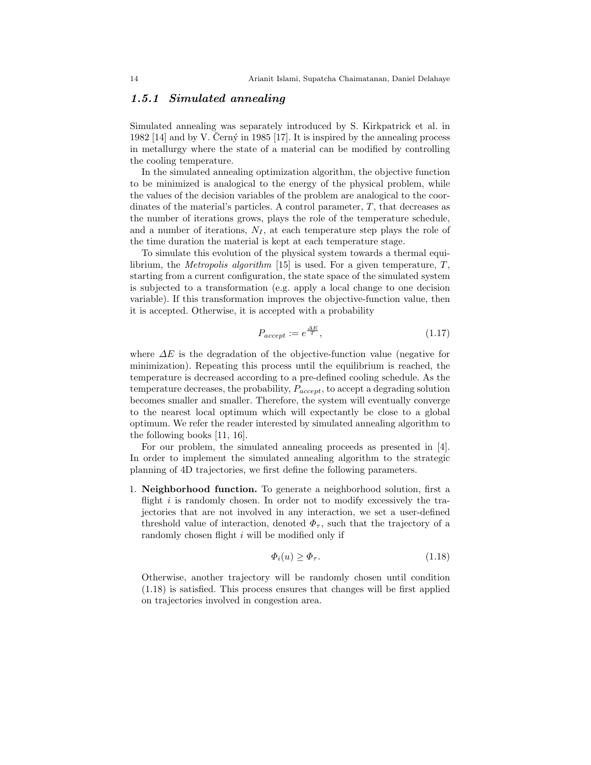### 1.5.1 Simulated annealing

Simulated annealing was separately introduced by S. Kirkpatrick et al. in 1982 [14] and by V. Černý in 1985 [17]. It is inspired by the annealing process in metallurgy where the state of a material can be modified by controlling the cooling temperature.

In the simulated annealing optimization algorithm, the objective function to be minimized is analogical to the energy of the physical problem, while the values of the decision variables of the problem are analogical to the coordinates of the material's particles. A control parameter, $T$, that decreases as the number of iterations grows, plays the role of the temperature schedule, and a number of iterations, $N_I$, at each temperature step plays the role of the time duration the material is kept at each temperature stage.

To simulate this evolution of the physical system towards a thermal equilibrium, the *Metropolis algorithm* [15] is used. For a given temperature, $T$, starting from a current configuration, the state space of the simulated system is subjected to a transformation (e.g. apply a local change to one decision variable). If this transformation improves the objective-function value, then it is accepted. Otherwise, it is accepted with a probability

$$P_{accept} := e^{\frac{\Delta E}{T}}, \tag{1.17}$$

where $\Delta E$ is the degradation of the objective-function value (negative for minimization). Repeating this process until the equilibrium is reached, the temperature is decreased according to a pre-defined cooling schedule. As the temperature decreases, the probability, $P_{accept}$, to accept a degrading solution becomes smaller and smaller. Therefore, the system will eventually converge to the nearest local optimum which will expectantly be close to a global optimum. We refer the reader interested by simulated annealing algorithm to the following books [11, 16].

For our problem, the simulated annealing proceeds as presented in [4]. In order to implement the simulated annealing algorithm to the strategic planning of 4D trajectories, we first define the following parameters.

1. **Neighborhood function.** To generate a neighborhood solution, first a flight $i$ is randomly chosen. In order not to modify excessively the trajectories that are not involved in any interaction, we set a user-defined threshold value of interaction, denoted $\Phi_\tau$, such that the trajectory of a randomly chosen flight $i$ will be modified only if

$$\Phi_i(u) \geq \Phi_\tau. \tag{1.18}$$

Otherwise, another trajectory will be randomly chosen until condition (1.18) is satisfied. This process ensures that changes will be first applied on trajectories involved in congestion area.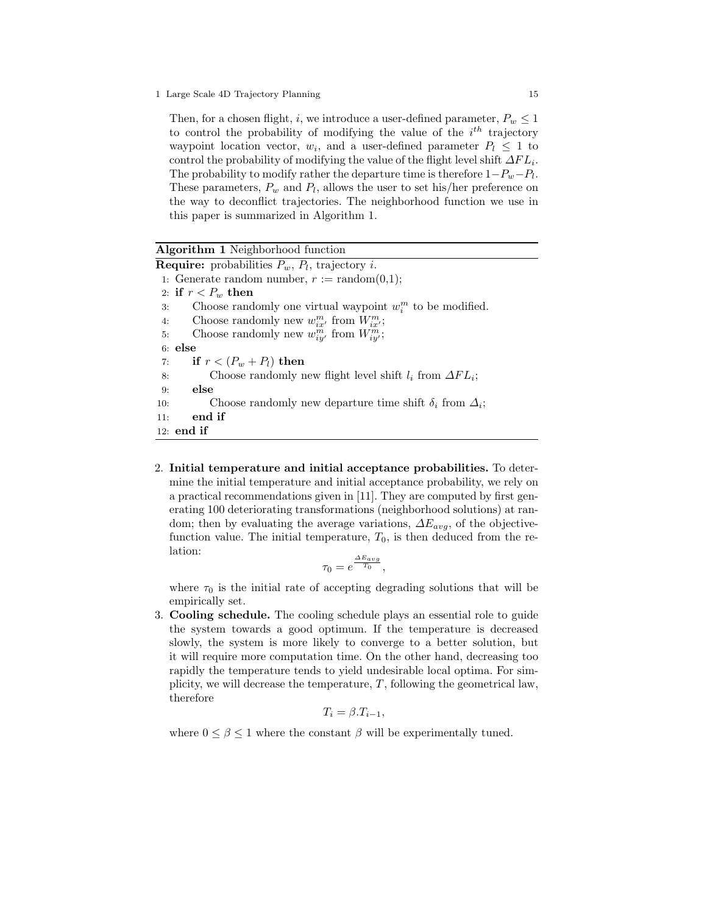Then, for a chosen flight, $i$, we introduce a user-defined parameter, $P_w \leq 1$ to control the probability of modifying the value of the $i^{th}$ trajectory waypoint location vector, $w_i$, and a user-defined parameter $P_l \leq 1$ to control the probability of modifying the value of the flight level shift $\Delta FL_i$. The probability to modify rather the departure time is therefore $1 - P_w - P_l$. These parameters, $P_w$ and $P_l$, allows the user to set his/her preference on the way to deconflict trajectories. The neighborhood function we use in this paper is summarized in Algorithm 1.

**Algorithm 1** Neighborhood function

```
Require: probabilities P_w, P_l, trajectory i.
 1: Generate random number, r := random(0,1);
 2: if r < P_w then
 3:     Choose randomly one virtual waypoint w_i^m to be modified.
 4:     Choose randomly new w_{ix'}^m from W_{ix'}^m;
 5:     Choose randomly new w_{iy'}^m from W_{iy'}^m;
 6: else
 7:     if r < (P_w + P_l) then
 8:         Choose randomly new flight level shift l_i from ΔFL_i;
 9:     else
10:         Choose randomly new departure time shift δ_i from Δ_i;
11:     end if
12: end if
```

2. **Initial temperature and initial acceptance probabilities.** To determine the initial temperature and initial acceptance probability, we rely on a practical recommendations given in [11]. They are computed by first generating 100 deteriorating transformations (neighborhood solutions) at random; then by evaluating the average variations, $\Delta E_{avg}$, of the objective-function value. The initial temperature, $T_0$, is then deduced from the relation:
$$\tau_0 = e^{\frac{\Delta E_{avg}}{T_0}},$$
where $\tau_0$ is the initial rate of accepting degrading solutions that will be empirically set.
3. **Cooling schedule.** The cooling schedule plays an essential role to guide the system towards a good optimum. If the temperature is decreased slowly, the system is more likely to converge to a better solution, but it will require more computation time. On the other hand, decreasing too rapidly the temperature tends to yield undesirable local optima. For simplicity, we will decrease the temperature, $T$, following the geometrical law, therefore
$$T_i = \beta . T_{i-1},$$
where $0 \leq \beta \leq 1$ where the constant $\beta$ will be experimentally tuned.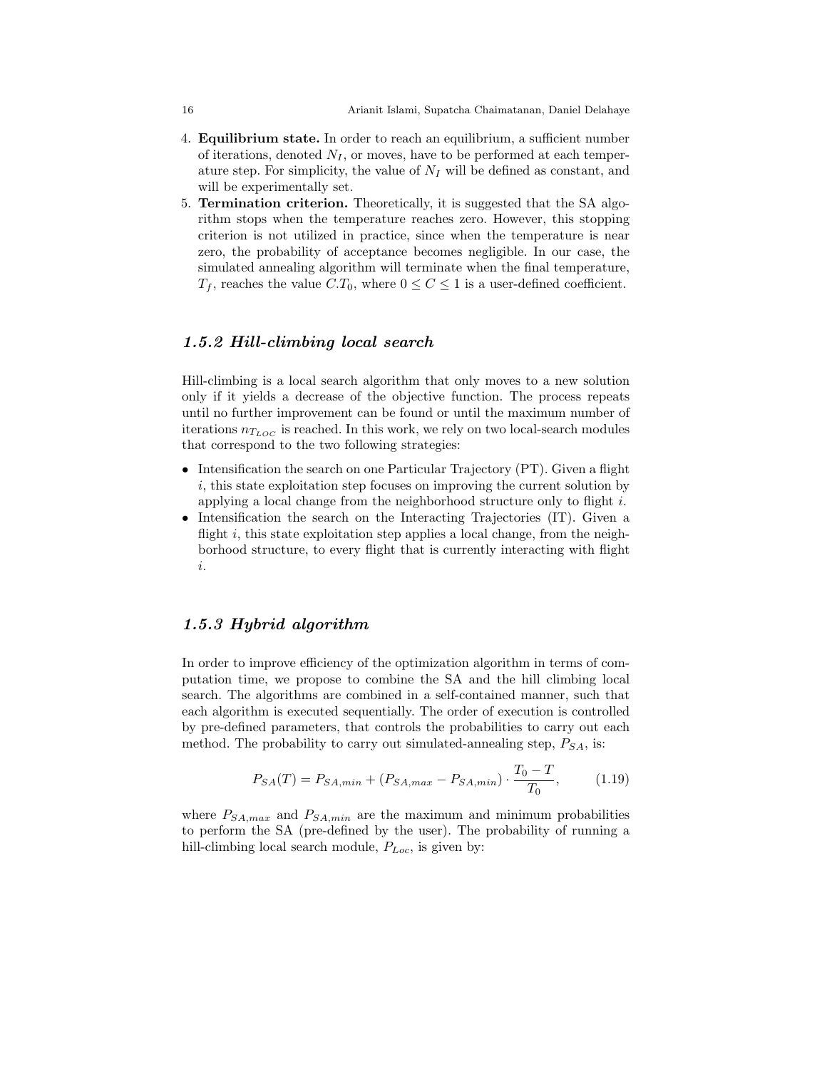4. **Equilibrium state.** In order to reach an equilibrium, a sufficient number of iterations, denoted $N_I$, or moves, have to be performed at each temperature step. For simplicity, the value of $N_I$ will be defined as constant, and will be experimentally set.
5. **Termination criterion.** Theoretically, it is suggested that the SA algorithm stops when the temperature reaches zero. However, this stopping criterion is not utilized in practice, since when the temperature is near zero, the probability of acceptance becomes negligible. In our case, the simulated annealing algorithm will terminate when the final temperature, $T_f$, reaches the value $C.T_0$, where $0 \leq C \leq 1$ is a user-defined coefficient.

### *1.5.2 Hill-climbing local search*

Hill-climbing is a local search algorithm that only moves to a new solution only if it yields a decrease of the objective function. The process repeats until no further improvement can be found or until the maximum number of iterations $n_{T_{LOC}}$ is reached. In this work, we rely on two local-search modules that correspond to the two following strategies:

- Intensification the search on one Particular Trajectory (PT). Given a flight $i$, this state exploitation step focuses on improving the current solution by applying a local change from the neighborhood structure only to flight $i$.
- Intensification the search on the Interacting Trajectories (IT). Given a flight $i$, this state exploitation step applies a local change, from the neighborhood structure, to every flight that is currently interacting with flight $i$.

### *1.5.3 Hybrid algorithm*

In order to improve efficiency of the optimization algorithm in terms of computation time, we propose to combine the SA and the hill climbing local search. The algorithms are combined in a self-contained manner, such that each algorithm is executed sequentially. The order of execution is controlled by pre-defined parameters, that controls the probabilities to carry out each method. The probability to carry out simulated-annealing step, $P_{SA}$, is:

$$P_{SA}(T) = P_{SA,min} + (P_{SA,max} - P_{SA,min}) \cdot \frac{T_0 - T}{T_0}, \qquad (1.19)$$

where $P_{SA,max}$ and $P_{SA,min}$ are the maximum and minimum probabilities to perform the SA (pre-defined by the user). The probability of running a hill-climbing local search module, $P_{Loc}$, is given by: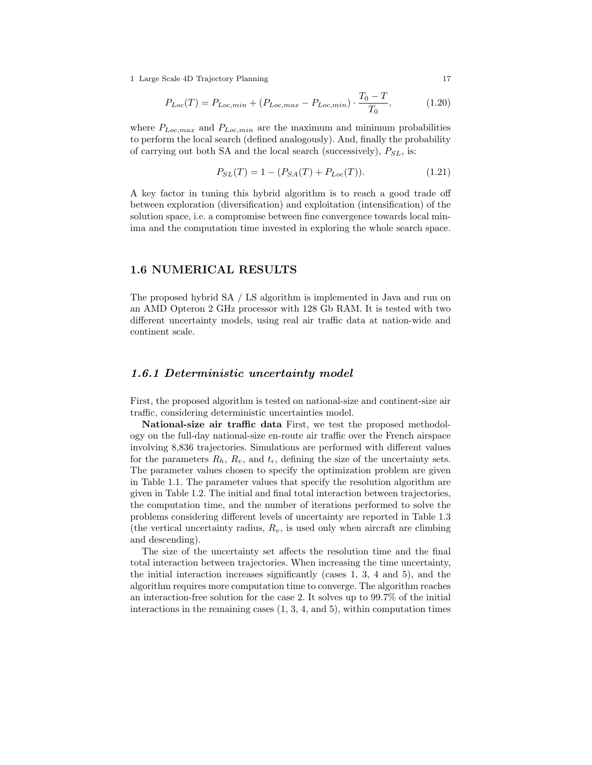$$P_{Loc}(T) = P_{Loc,min} + (P_{Loc,max} - P_{Loc,min}) \cdot \frac{T_0 - T}{T_0}, \tag{1.20}$$

where $P_{Loc,max}$ and $P_{Loc,min}$ are the maximum and minimum probabilities to perform the local search (defined analogously). And, finally the probability of carrying out both SA and the local search (successively), $P_{SL}$, is:

$$P_{SL}(T) = 1 - (P_{SA}(T) + P_{Loc}(T)). \tag{1.21}$$

A key factor in tuning this hybrid algorithm is to reach a good trade off between exploration (diversification) and exploitation (intensification) of the solution space, i.e. a compromise between fine convergence towards local minima and the computation time invested in exploring the whole search space.

## 1.6 NUMERICAL RESULTS

The proposed hybrid SA / LS algorithm is implemented in Java and run on an AMD Opteron 2 GHz processor with 128 Gb RAM. It is tested with two different uncertainty models, using real air traffic data at nation-wide and continent scale.

### *1.6.1 Deterministic uncertainty model*

First, the proposed algorithm is tested on national-size and continent-size air traffic, considering deterministic uncertainties model.

**National-size air traffic data** First, we test the proposed methodology on the full-day national-size en-route air traffic over the French airspace involving 8,836 trajectories. Simulations are performed with different values for the parameters $R_h$, $R_v$, and $t_\epsilon$, defining the size of the uncertainty sets. The parameter values chosen to specify the optimization problem are given in Table 1.1. The parameter values that specify the resolution algorithm are given in Table 1.2. The initial and final total interaction between trajectories, the computation time, and the number of iterations performed to solve the problems considering different levels of uncertainty are reported in Table 1.3 (the vertical uncertainty radius, $R_v$, is used only when aircraft are climbing and descending).

The size of the uncertainty set affects the resolution time and the final total interaction between trajectories. When increasing the time uncertainty, the initial interaction increases significantly (cases 1, 3, 4 and 5), and the algorithm requires more computation time to converge. The algorithm reaches an interaction-free solution for the case 2. It solves up to 99.7% of the initial interactions in the remaining cases (1, 3, 4, and 5), within computation times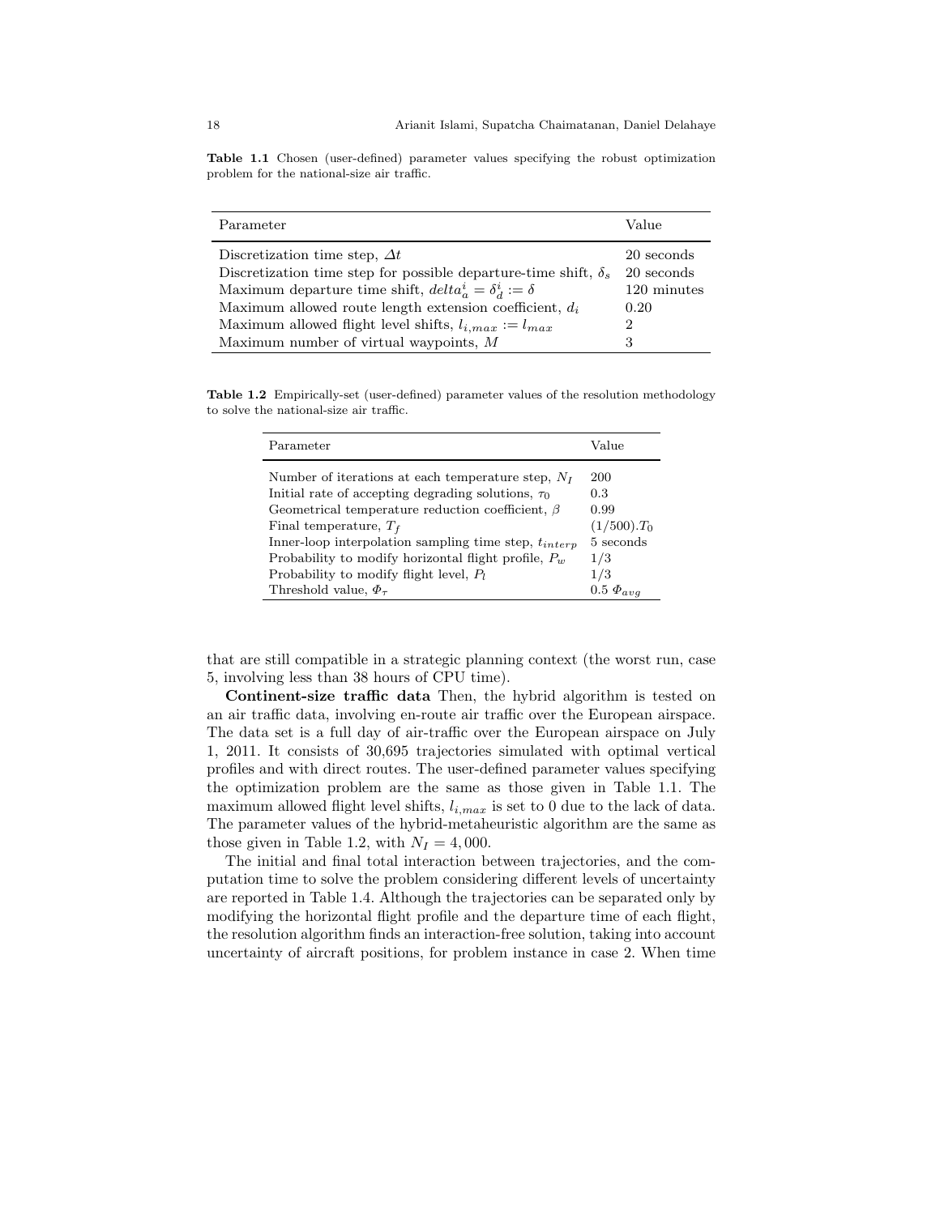**Table 1.1** Chosen (user-defined) parameter values specifying the robust optimization problem for the national-size air traffic.

| Parameter | Value |
|---|---|
| Discretization time step, $\Delta t$ | 20 seconds |
| Discretization time step for possible departure-time shift, $\delta_s$ | 20 seconds |
| Maximum departure time shift, $delta_a^i = \delta_d^i := \delta$ | 120 minutes |
| Maximum allowed route length extension coefficient, $d_i$ | 0.20 |
| Maximum allowed flight level shifts, $l_{i,max} := l_{max}$ | 2 |
| Maximum number of virtual waypoints, $M$ | 3 |

**Table 1.2** Empirically-set (user-defined) parameter values of the resolution methodology to solve the national-size air traffic.

| Parameter | Value |
|---|---|
| Number of iterations at each temperature step, $N_I$ | 200 |
| Initial rate of accepting degrading solutions, $\tau_0$ | 0.3 |
| Geometrical temperature reduction coefficient, $\beta$ | 0.99 |
| Final temperature, $T_f$ | $(1/500).T_0$ |
| Inner-loop interpolation sampling time step, $t_{interp}$ | 5 seconds |
| Probability to modify horizontal flight profile, $P_w$ | 1/3 |
| Probability to modify flight level, $P_l$ | 1/3 |
| Threshold value, $\Phi_\tau$ | $0.5\ \Phi_{avg}$ |

that are still compatible in a strategic planning context (the worst run, case 5, involving less than 38 hours of CPU time).

**Continent-size traffic data** Then, the hybrid algorithm is tested on an air traffic data, involving en-route air traffic over the European airspace. The data set is a full day of air-traffic over the European airspace on July 1, 2011. It consists of 30,695 trajectories simulated with optimal vertical profiles and with direct routes. The user-defined parameter values specifying the optimization problem are the same as those given in Table 1.1. The maximum allowed flight level shifts, $l_{i,max}$ is set to 0 due to the lack of data. The parameter values of the hybrid-metaheuristic algorithm are the same as those given in Table 1.2, with $N_I = 4,000$.

The initial and final total interaction between trajectories, and the computation time to solve the problem considering different levels of uncertainty are reported in Table 1.4. Although the trajectories can be separated only by modifying the horizontal flight profile and the departure time of each flight, the resolution algorithm finds an interaction-free solution, taking into account uncertainty of aircraft positions, for problem instance in case 2. When time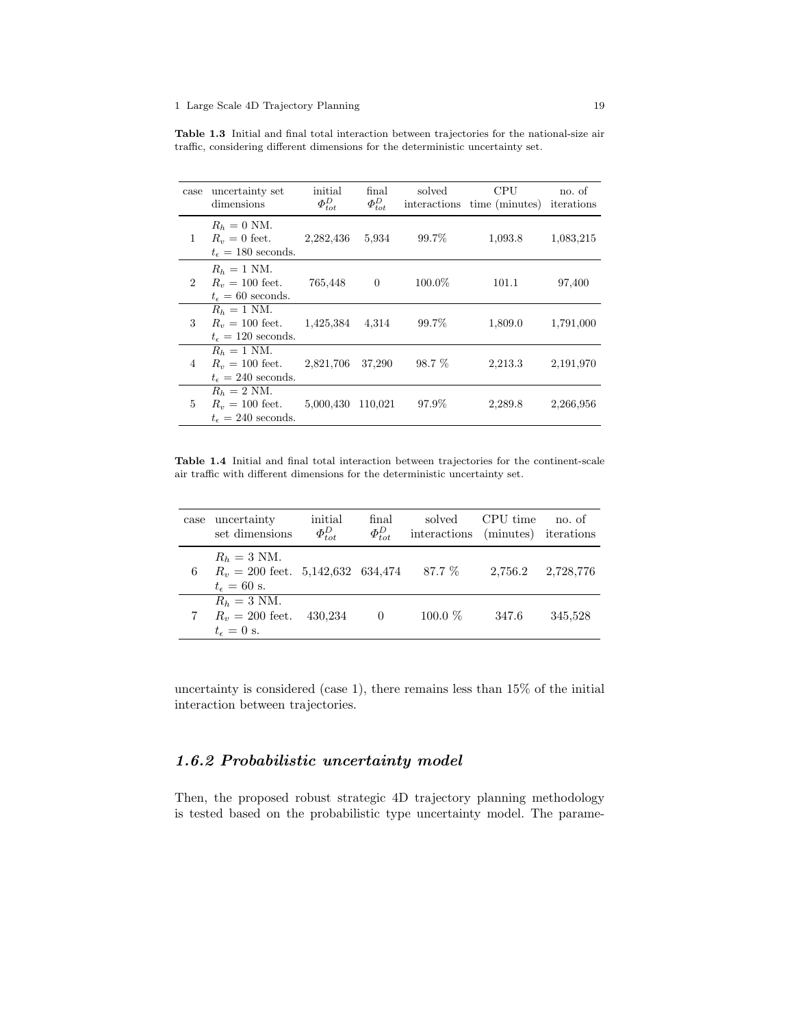**Table 1.3** Initial and final total interaction between trajectories for the national-size air traffic, considering different dimensions for the deterministic uncertainty set.

| case | uncertainty set dimensions | initial $\Phi_{tot}^{D}$ | final $\Phi_{tot}^{D}$ | solved interactions | CPU time (minutes) | no. of iterations |
|---|---|---|---|---|---|---|
| 1 | $R_h = 0$ NM. $R_v = 0$ feet. $t_\epsilon = 180$ seconds. | 2,282,436 | 5,934 | 99.7% | 1,093.8 | 1,083,215 |
| 2 | $R_h = 1$ NM. $R_v = 100$ feet. $t_\epsilon = 60$ seconds. | 765,448 | 0 | 100.0% | 101.1 | 97,400 |
| 3 | $R_h = 1$ NM. $R_v = 100$ feet. $t_\epsilon = 120$ seconds. | 1,425,384 | 4,314 | 99.7% | 1,809.0 | 1,791,000 |
| 4 | $R_h = 1$ NM. $R_v = 100$ feet. $t_\epsilon = 240$ seconds. | 2,821,706 | 37,290 | 98.7 % | 2,213.3 | 2,191,970 |
| 5 | $R_h = 2$ NM. $R_v = 100$ feet. $t_\epsilon = 240$ seconds. | 5,000,430 | 110,021 | 97.9% | 2,289.8 | 2,266,956 |

**Table 1.4** Initial and final total interaction between trajectories for the continent-scale air traffic with different dimensions for the deterministic uncertainty set.

| case | uncertainty set dimensions | initial $\Phi_{tot}^{D}$ | final $\Phi_{tot}^{D}$ | solved interactions | CPU time (minutes) | no. of iterations |
|---|---|---|---|---|---|---|
| 6 | $R_h = 3$ NM. $R_v = 200$ feet. $t_\epsilon = 60$ s. | 5,142,632 | 634,474 | 87.7 % | 2,756.2 | 2,728,776 |
| 7 | $R_h = 3$ NM. $R_v = 200$ feet. $t_\epsilon = 0$ s. | 430,234 | 0 | 100.0 % | 347.6 | 345,528 |

uncertainty is considered (case 1), there remains less than 15% of the initial interaction between trajectories.

### 1.6.2 Probabilistic uncertainty model

Then, the proposed robust strategic 4D trajectory planning methodology is tested based on the probabilistic type uncertainty model. The parame-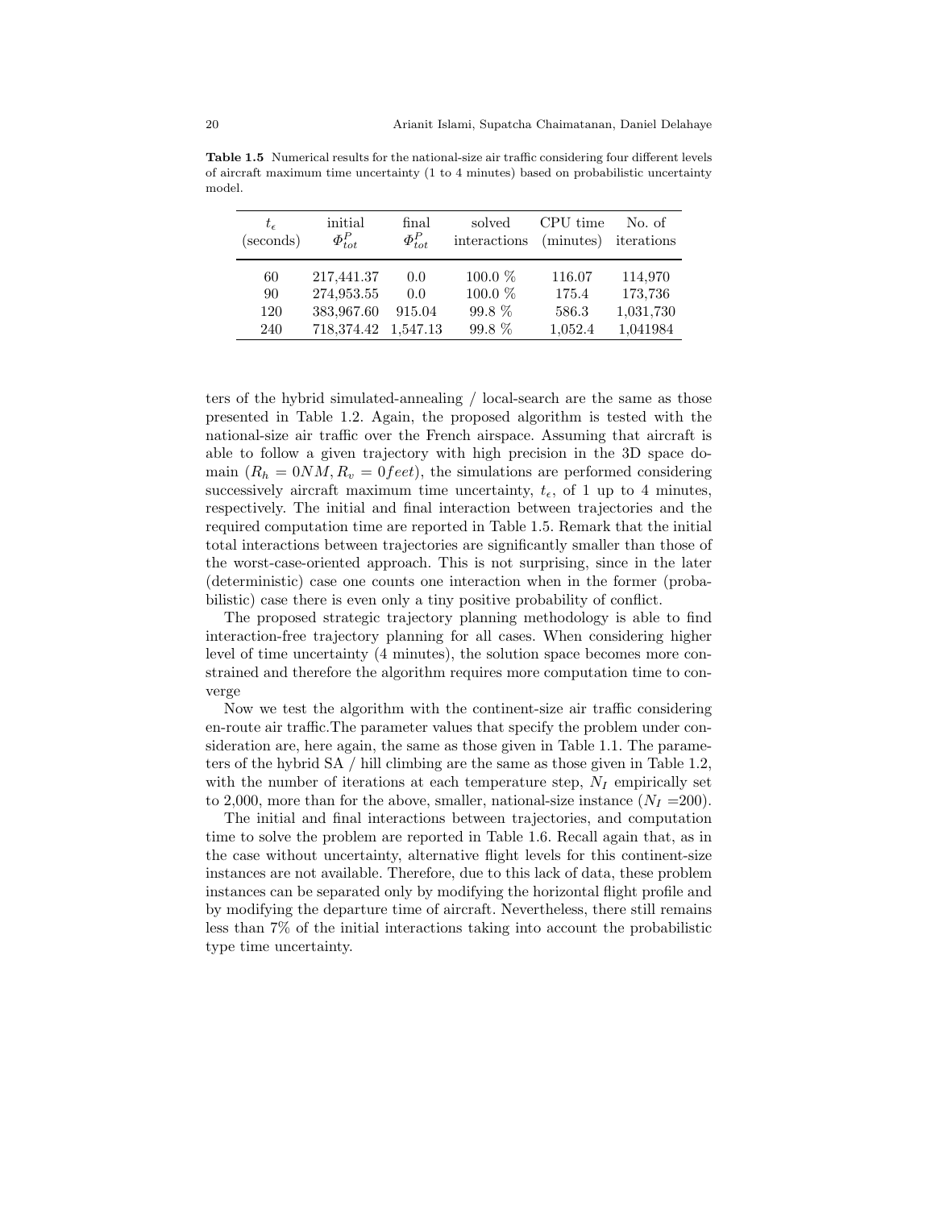**Table 1.5** Numerical results for the national-size air traffic considering four different levels of aircraft maximum time uncertainty (1 to 4 minutes) based on probabilistic uncertainty model.

| $t_\epsilon$ (seconds) | initial $\Phi^P_{tot}$ | final $\Phi^P_{tot}$ | solved interactions | CPU time (minutes) | No. of iterations |
|---|---|---|---|---|---|
| 60 | 217,441.37 | 0.0 | 100.0 % | 116.07 | 114,970 |
| 90 | 274,953.55 | 0.0 | 100.0 % | 175.4 | 173,736 |
| 120 | 383,967.60 | 915.04 | 99.8 % | 586.3 | 1,031,730 |
| 240 | 718,374.42 | 1,547.13 | 99.8 % | 1,052.4 | 1,041984 |

ters of the hybrid simulated-annealing / local-search are the same as those presented in Table 1.2. Again, the proposed algorithm is tested with the national-size air traffic over the French airspace. Assuming that aircraft is able to follow a given trajectory with high precision in the 3D space domain ($R_h = 0NM, R_v = 0feet$), the simulations are performed considering successively aircraft maximum time uncertainty, $t_\epsilon$, of 1 up to 4 minutes, respectively. The initial and final interaction between trajectories and the required computation time are reported in Table 1.5. Remark that the initial total interactions between trajectories are significantly smaller than those of the worst-case-oriented approach. This is not surprising, since in the later (deterministic) case one counts one interaction when in the former (probabilistic) case there is even only a tiny positive probability of conflict.

The proposed strategic trajectory planning methodology is able to find interaction-free trajectory planning for all cases. When considering higher level of time uncertainty (4 minutes), the solution space becomes more constrained and therefore the algorithm requires more computation time to converge

Now we test the algorithm with the continent-size air traffic considering en-route air traffic.The parameter values that specify the problem under consideration are, here again, the same as those given in Table 1.1. The parameters of the hybrid SA / hill climbing are the same as those given in Table 1.2, with the number of iterations at each temperature step, $N_I$ empirically set to 2,000, more than for the above, smaller, national-size instance ($N_I$ =200).

The initial and final interactions between trajectories, and computation time to solve the problem are reported in Table 1.6. Recall again that, as in the case without uncertainty, alternative flight levels for this continent-size instances are not available. Therefore, due to this lack of data, these problem instances can be separated only by modifying the horizontal flight profile and by modifying the departure time of aircraft. Nevertheless, there still remains less than 7% of the initial interactions taking into account the probabilistic type time uncertainty.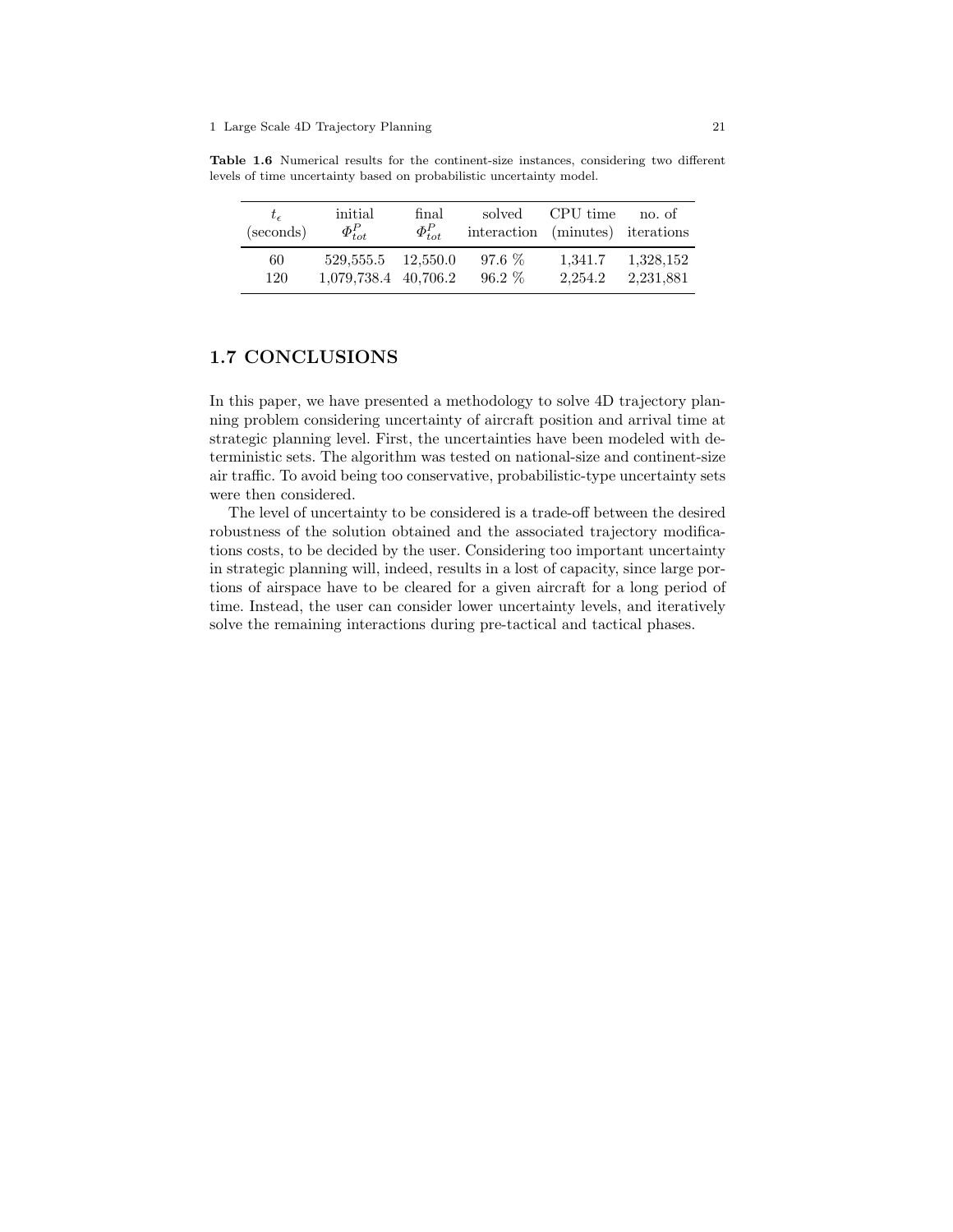**Table 1.6** Numerical results for the continent-size instances, considering two different levels of time uncertainty based on probabilistic uncertainty model.

| $t_\epsilon$ (seconds) | initial $\Phi^P_{tot}$ | final $\Phi^P_{tot}$ | solved interaction | CPU time (minutes) | no. of iterations |
|---|---|---|---|---|---|
| 60 | 529,555.5 | 12,550.0 | 97.6 % | 1,341.7 | 1,328,152 |
| 120 | 1,079,738.4 | 40,706.2 | 96.2 % | 2,254.2 | 2,231,881 |

## 1.7 CONCLUSIONS

In this paper, we have presented a methodology to solve 4D trajectory planning problem considering uncertainty of aircraft position and arrival time at strategic planning level. First, the uncertainties have been modeled with deterministic sets. The algorithm was tested on national-size and continent-size air traffic. To avoid being too conservative, probabilistic-type uncertainty sets were then considered.

The level of uncertainty to be considered is a trade-off between the desired robustness of the solution obtained and the associated trajectory modifications costs, to be decided by the user. Considering too important uncertainty in strategic planning will, indeed, results in a lost of capacity, since large portions of airspace have to be cleared for a given aircraft for a long period of time. Instead, the user can consider lower uncertainty levels, and iteratively solve the remaining interactions during pre-tactical and tactical phases.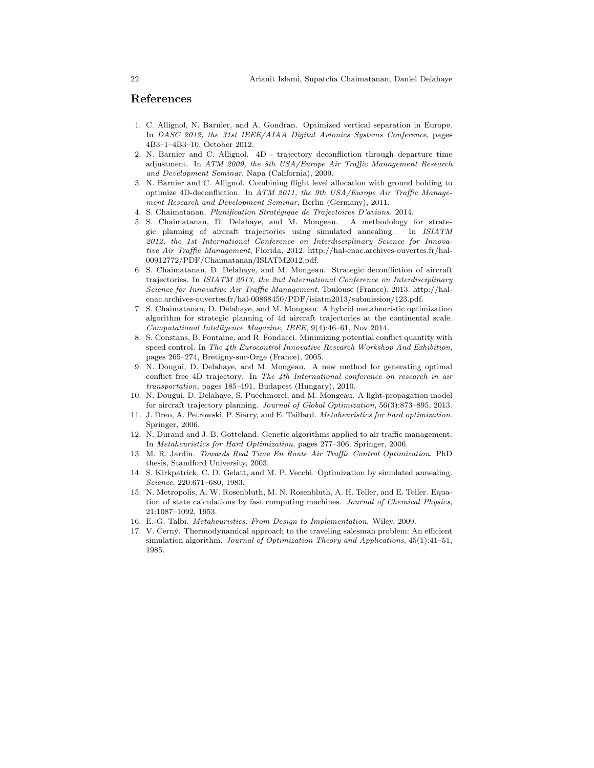## References

1. C. Allignol, N. Barnier, and A. Gondran. Optimized vertical separation in Europe. In *DASC 2012, the 31st IEEE/AIAA Digital Avionics Systems Conference*, pages 4B3–1–4B3–10, October 2012.
2. N. Barnier and C. Allignol. 4D - trajectory deconfliction through departure time adjustment. In *ATM 2009, the 8th USA/Europe Air Traffic Management Research and Development Seminar*, Napa (California), 2009.
3. N. Barnier and C. Allignol. Combining flight level allocation with ground holding to optimize 4D-deconfliction. In *ATM 2011, the 9th USA/Europe Air Traffic Management Research and Development Seminar*, Berlin (Germany), 2011.
4. S. Chaimatanan. *Planification Stratégique de Trajectoires D'avions*. 2014.
5. S. Chaimatanan, D. Delahaye, and M. Mongeau. A methodology for strategic planning of aircraft trajectories using simulated annealing. In *ISIATM 2012, the 1st International Conference on Interdisciplinary Science for Innovative Air Traffic Management*, Florida, 2012. http://hal-enac.archives-ouvertes.fr/hal-00912772/PDF/Chaimatanan/ISIATM2012.pdf.
6. S. Chaimatanan, D. Delahaye, and M. Mongeau. Strategic deconfliction of aircraft trajectories. In *ISIATM 2013, the 2nd International Conference on Interdisciplinary Science for Innovative Air Traffic Management*, Toulouse (France), 2013. http://hal-enac.archives-ouvertes.fr/hal-00868450/PDF/isiatm2013/submission/123.pdf.
7. S. Chaimatanan, D. Delahaye, and M. Mongeau. A hybrid metaheuristic optimization algorithm for strategic planning of 4d aircraft trajectories at the continental scale. *Computational Intelligence Magazine, IEEE*, 9(4):46–61, Nov 2014.
8. S. Constans, B. Fontaine, and R. Fondacci. Minimizing potential conflict quantity with speed control. In *The 4th Eurocontrol Innovative Research Workshop And Exhibition*, pages 265–274, Bretigny-sur-Orge (France), 2005.
9. N. Dougui, D. Delahaye, and M. Mongeau. A new method for generating optimal conflict free 4D trajectory. In *The 4th International conference on research in air transportation*, pages 185–191, Budapest (Hungary), 2010.
10. N. Dougui, D. Delahaye, S. Puechmorel, and M. Mongeau. A light-propagation model for aircraft trajectory planning. *Journal of Global Optimization*, 56(3):873–895, 2013.
11. J. Dreo, A. Petrowski, P. Siarry, and E. Taillard. *Metaheuristics for hard optimization*. Springer, 2006.
12. N. Durand and J. B. Gotteland. Genetic algorithms applied to air traffic management. In *Metaheuristics for Hard Optimization*, pages 277–306. Springer, 2006.
13. M. R. Jardin. *Towards Real Time En Route Air Traffic Control Optimization*. PhD thesis, Standford University, 2003.
14. S. Kirkpatrick, C. D. Gelatt, and M. P. Vecchi. Optimization by simulated annealing. *Science*, 220:671–680, 1983.
15. N. Metropolis, A. W. Rosenbluth, M. N. Rosenbluth, A. H. Teller, and E. Teller. Equation of state calculations by fast computing machines. *Journal of Chemical Physics*, 21:1087–1092, 1953.
16. E.-G. Talbi. *Metaheuristics: From Design to Implementation*. Wiley, 2009.
17. V. Černý. Thermodynamical approach to the traveling salesman problem: An efficient simulation algorithm. *Journal of Optimization Theory and Applications*, 45(1):41–51, 1985.